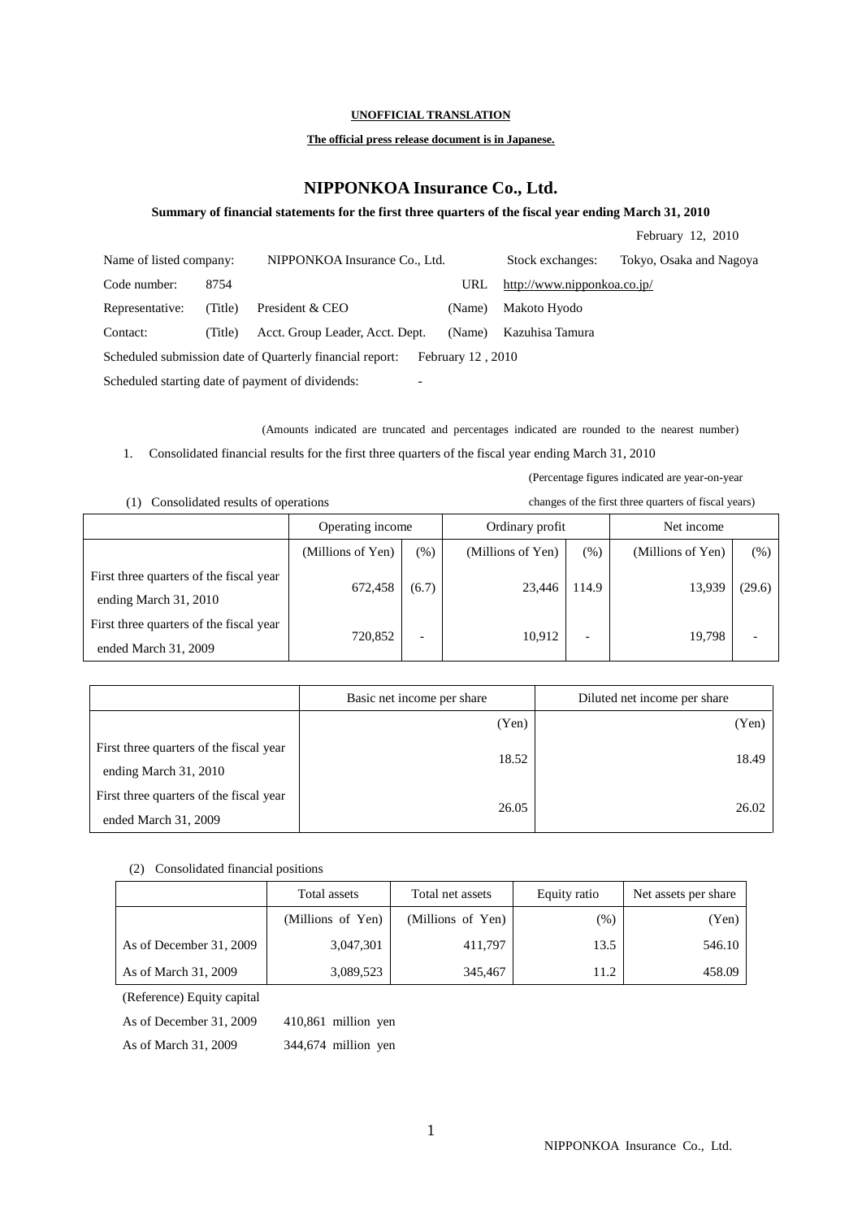**UNOFFICIAL TRANSLATION**

**The official press release document is in Japanese.**

# NIPPONKOA Insurance Co., Ltd.

**Summary of financial statements for the first three quarters of the fiscal year ending March 31, 2010**

February 12, 2010

Name of listed company: NIPPONKOA Insurance Co., Ltd. Stock exchanges: Tokyo, Osaka and Nagoya

Code number: 8754 URL http://www.nipponkoa.co.jp/

Representative: (Title) President & CEO (Name) Makoto Hyodo

Contact: (Title) Acct. Group Leader, Acct. Dept. (Name) Kazuhisa Tamura

Scheduled submission date of Quarterly financial report: February 12 , 2010

Scheduled starting date of payment of dividends: -

(Amounts indicated are truncated and percentages indicated are rounded to the nearest number)

1. Consolidated financial results for the first three quarters of the fiscal year ending March 31, 2010

(1) Consolidated results of operations

(Percentage figures indicated are year-on-year changes of the first three quarters of fiscal years)

| | Operating income | | Ordinary profit | | Net income | |
|---|---|---|---|---|---|---|
| | (Millions of Yen) | (%) | (Millions of Yen) | (%) | (Millions of Yen) | (%) |
| First three quarters of the fiscal year ending March 31, 2010 | 672,458 | (6.7) | 23,446 | 114.9 | 13,939 | (29.6) |
| First three quarters of the fiscal year ended March 31, 2009 | 720,852 | - | 10,912 | - | 19,798 | - |

| | Basic net income per share | Diluted net income per share |
|---|---|---|
| | (Yen) | (Yen) |
| First three quarters of the fiscal year ending March 31, 2010 | 18.52 | 18.49 |
| First three quarters of the fiscal year ended March 31, 2009 | 26.05 | 26.02 |

(2) Consolidated financial positions

| | Total assets | Total net assets | Equity ratio | Net assets per share |
|---|---|---|---|---|
| | (Millions of Yen) | (Millions of Yen) | (%) | (Yen) |
| As of December 31, 2009 | 3,047,301 | 411,797 | 13.5 | 546.10 |
| As of March 31, 2009 | 3,089,523 | 345,467 | 11.2 | 458.09 |

(Reference) Equity capital

As of December 31, 2009 410,861 million yen

As of March 31, 2009 344,674 million yen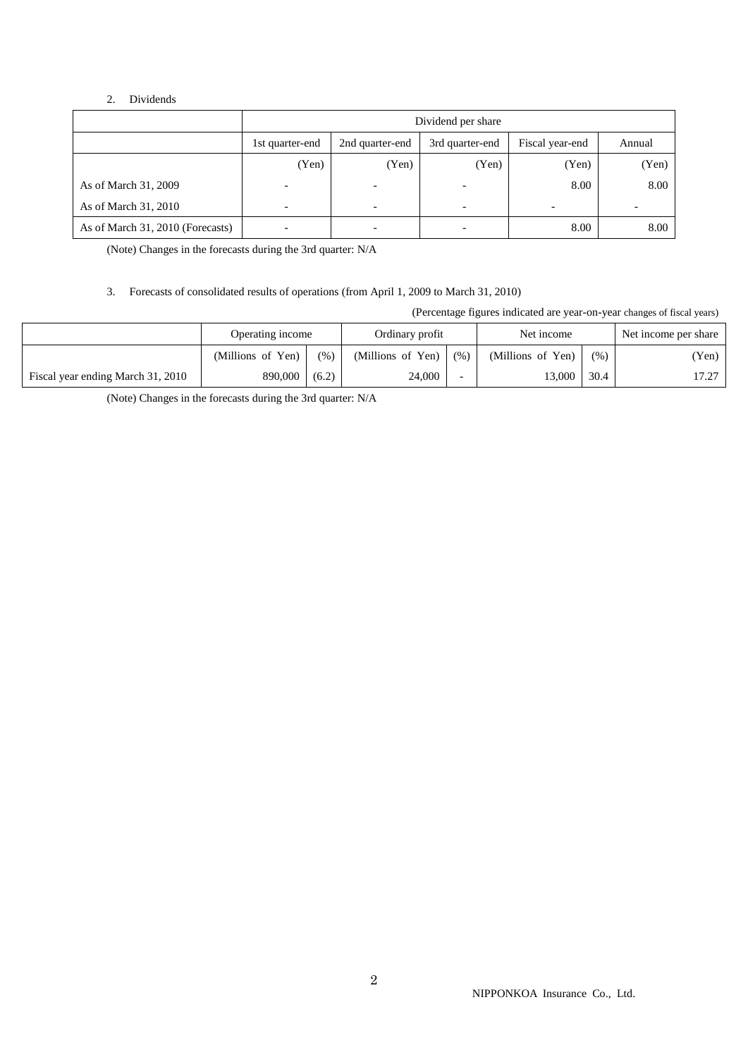2. Dividends

| | Dividend per share | | | | |
|---|---|---|---|---|---|
| | 1st quarter-end | 2nd quarter-end | 3rd quarter-end | Fiscal year-end | Annual |
| | (Yen) | (Yen) | (Yen) | (Yen) | (Yen) |
| As of March 31, 2009 | - | - | - | 8.00 | 8.00 |
| As of March 31, 2010 | - | - | - | - | - |
| As of March 31, 2010 (Forecasts) | - | - | - | 8.00 | 8.00 |

(Note) Changes in the forecasts during the 3rd quarter: N/A

3. Forecasts of consolidated results of operations (from April 1, 2009 to March 31, 2010)

(Percentage figures indicated are year-on-year changes of fiscal years)

| | Operating income | | Ordinary profit | | Net income | | Net income per share |
|---|---|---|---|---|---|---|---|
| | (Millions of Yen) | (%) | (Millions of Yen) | (%) | (Millions of Yen) | (%) | (Yen) |
| Fiscal year ending March 31, 2010 | 890,000 | (6.2) | 24,000 | - | 13,000 | 30.4 | 17.27 |

(Note) Changes in the forecasts during the 3rd quarter: N/A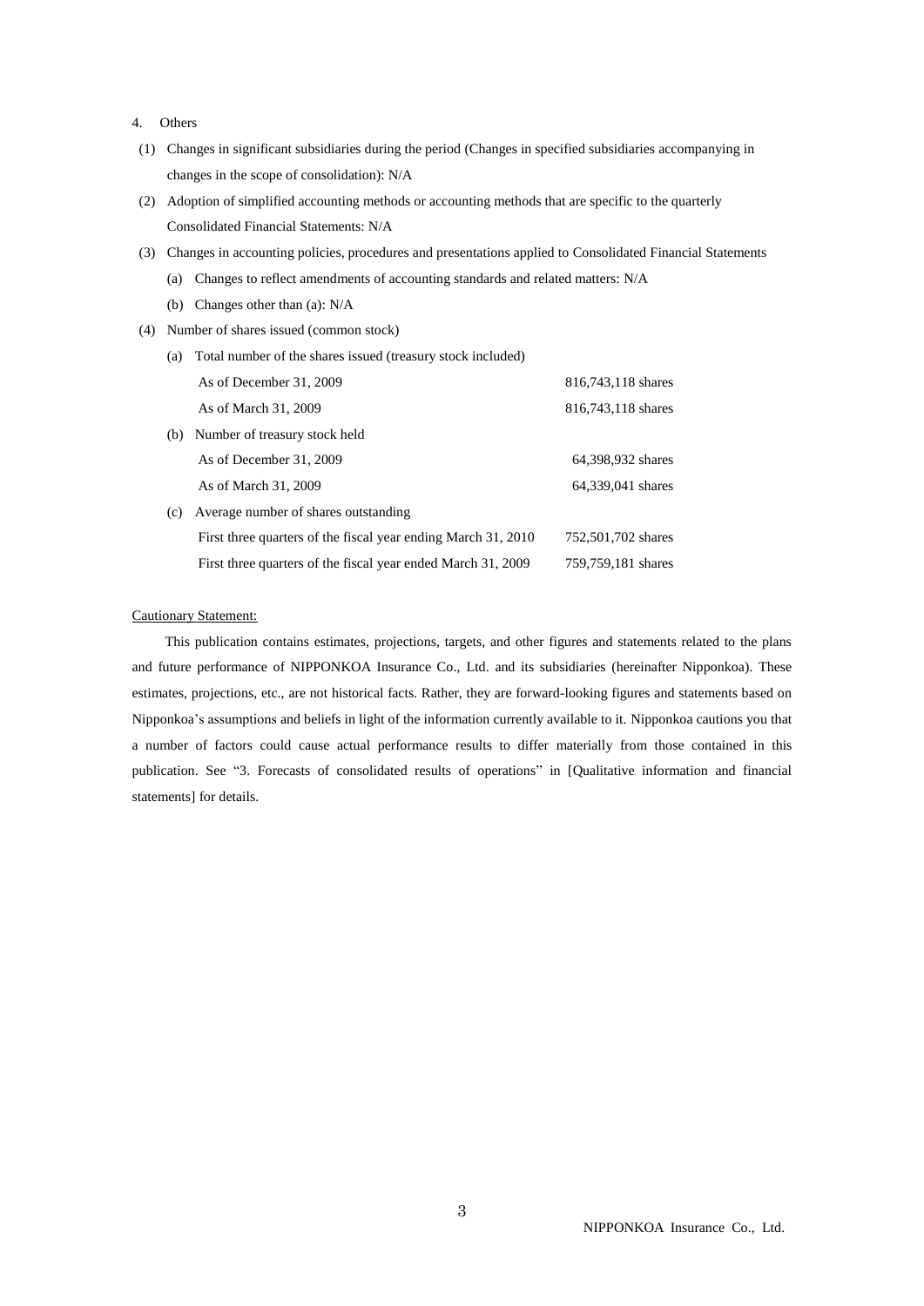4. Others

(1) Changes in significant subsidiaries during the period (Changes in specified subsidiaries accompanying in changes in the scope of consolidation): N/A

(2) Adoption of simplified accounting methods or accounting methods that are specific to the quarterly Consolidated Financial Statements: N/A

(3) Changes in accounting policies, procedures and presentations applied to Consolidated Financial Statements

(a) Changes to reflect amendments of accounting standards and related matters: N/A

(b) Changes other than (a): N/A

(4) Number of shares issued (common stock)

(a) Total number of the shares issued (treasury stock included)

| | |
|---|---|
| As of December 31, 2009 | 816,743,118 shares |
| As of March 31, 2009 | 816,743,118 shares |

(b) Number of treasury stock held

| | |
|---|---|
| As of December 31, 2009 | 64,398,932 shares |
| As of March 31, 2009 | 64,339,041 shares |

(c) Average number of shares outstanding

| | |
|---|---|
| First three quarters of the fiscal year ending March 31, 2010 | 752,501,702 shares |
| First three quarters of the fiscal year ended March 31, 2009 | 759,759,181 shares |

Cautionary Statement:

This publication contains estimates, projections, targets, and other figures and statements related to the plans and future performance of NIPPONKOA Insurance Co., Ltd. and its subsidiaries (hereinafter Nipponkoa). These estimates, projections, etc., are not historical facts. Rather, they are forward-looking figures and statements based on Nipponkoa's assumptions and beliefs in light of the information currently available to it. Nipponkoa cautions you that a number of factors could cause actual performance results to differ materially from those contained in this publication. See "3. Forecasts of consolidated results of operations" in [Qualitative information and financial statements] for details.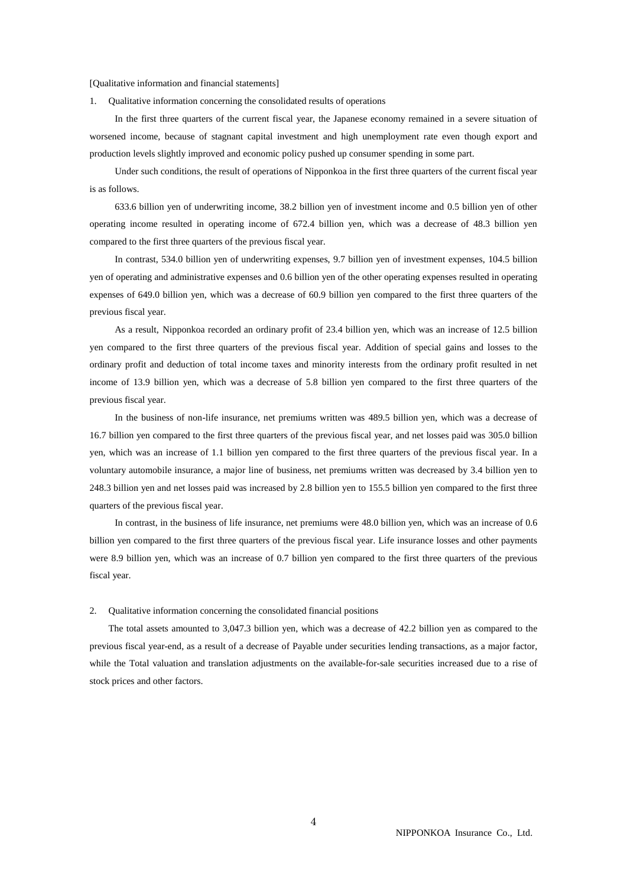[Qualitative information and financial statements]

1. Qualitative information concerning the consolidated results of operations

In the first three quarters of the current fiscal year, the Japanese economy remained in a severe situation of worsened income, because of stagnant capital investment and high unemployment rate even though export and production levels slightly improved and economic policy pushed up consumer spending in some part.

Under such conditions, the result of operations of Nipponkoa in the first three quarters of the current fiscal year is as follows.

633.6 billion yen of underwriting income, 38.2 billion yen of investment income and 0.5 billion yen of other operating income resulted in operating income of 672.4 billion yen, which was a decrease of 48.3 billion yen compared to the first three quarters of the previous fiscal year.

In contrast, 534.0 billion yen of underwriting expenses, 9.7 billion yen of investment expenses, 104.5 billion yen of operating and administrative expenses and 0.6 billion yen of the other operating expenses resulted in operating expenses of 649.0 billion yen, which was a decrease of 60.9 billion yen compared to the first three quarters of the previous fiscal year.

As a result, Nipponkoa recorded an ordinary profit of 23.4 billion yen, which was an increase of 12.5 billion yen compared to the first three quarters of the previous fiscal year. Addition of special gains and losses to the ordinary profit and deduction of total income taxes and minority interests from the ordinary profit resulted in net income of 13.9 billion yen, which was a decrease of 5.8 billion yen compared to the first three quarters of the previous fiscal year.

In the business of non-life insurance, net premiums written was 489.5 billion yen, which was a decrease of 16.7 billion yen compared to the first three quarters of the previous fiscal year, and net losses paid was 305.0 billion yen, which was an increase of 1.1 billion yen compared to the first three quarters of the previous fiscal year. In a voluntary automobile insurance, a major line of business, net premiums written was decreased by 3.4 billion yen to 248.3 billion yen and net losses paid was increased by 2.8 billion yen to 155.5 billion yen compared to the first three quarters of the previous fiscal year.

In contrast, in the business of life insurance, net premiums were 48.0 billion yen, which was an increase of 0.6 billion yen compared to the first three quarters of the previous fiscal year. Life insurance losses and other payments were 8.9 billion yen, which was an increase of 0.7 billion yen compared to the first three quarters of the previous fiscal year.

2. Qualitative information concerning the consolidated financial positions

The total assets amounted to 3,047.3 billion yen, which was a decrease of 42.2 billion yen as compared to the previous fiscal year-end, as a result of a decrease of Payable under securities lending transactions, as a major factor, while the Total valuation and translation adjustments on the available-for-sale securities increased due to a rise of stock prices and other factors.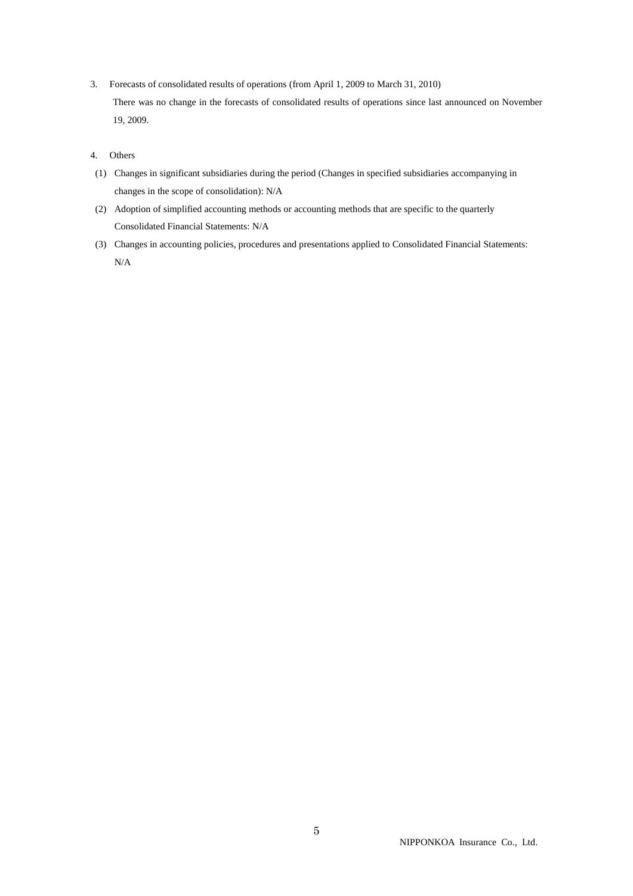3. Forecasts of consolidated results of operations (from April 1, 2009 to March 31, 2010)

   There was no change in the forecasts of consolidated results of operations since last announced on November 19, 2009.

4. Others

(1) Changes in significant subsidiaries during the period (Changes in specified subsidiaries accompanying in changes in the scope of consolidation): N/A

(2) Adoption of simplified accounting methods or accounting methods that are specific to the quarterly Consolidated Financial Statements: N/A

(3) Changes in accounting policies, procedures and presentations applied to Consolidated Financial Statements: N/A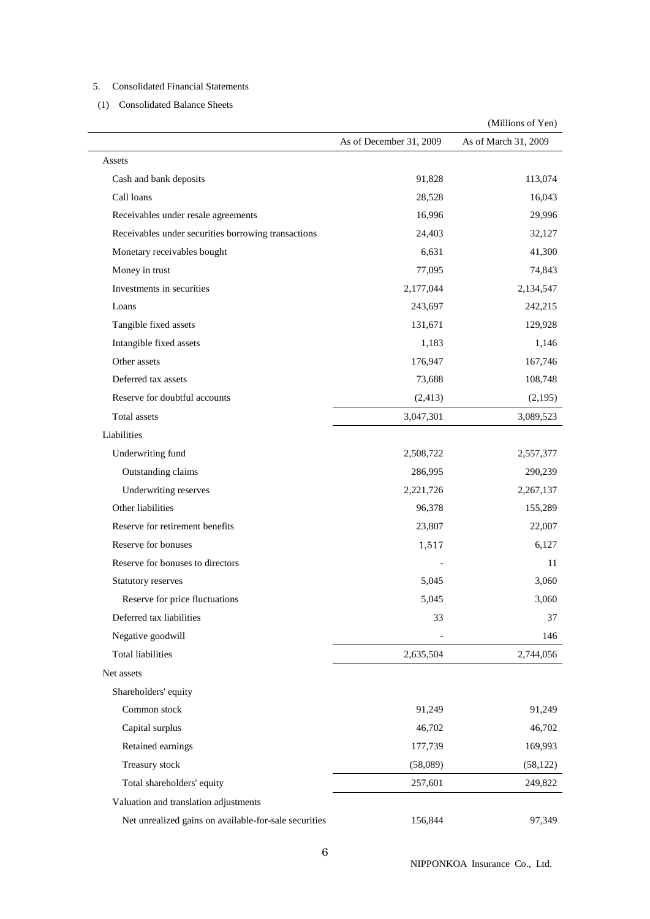5. Consolidated Financial Statements

(1) Consolidated Balance Sheets

(Millions of Yen)

| | As of December 31, 2009 | As of March 31, 2009 |
|---|---|---|
| Assets | | |
| Cash and bank deposits | 91,828 | 113,074 |
| Call loans | 28,528 | 16,043 |
| Receivables under resale agreements | 16,996 | 29,996 |
| Receivables under securities borrowing transactions | 24,403 | 32,127 |
| Monetary receivables bought | 6,631 | 41,300 |
| Money in trust | 77,095 | 74,843 |
| Investments in securities | 2,177,044 | 2,134,547 |
| Loans | 243,697 | 242,215 |
| Tangible fixed assets | 131,671 | 129,928 |
| Intangible fixed assets | 1,183 | 1,146 |
| Other assets | 176,947 | 167,746 |
| Deferred tax assets | 73,688 | 108,748 |
| Reserve for doubtful accounts | (2,413) | (2,195) |
| Total assets | 3,047,301 | 3,089,523 |
| Liabilities | | |
| Underwriting fund | 2,508,722 | 2,557,377 |
| Outstanding claims | 286,995 | 290,239 |
| Underwriting reserves | 2,221,726 | 2,267,137 |
| Other liabilities | 96,378 | 155,289 |
| Reserve for retirement benefits | 23,807 | 22,007 |
| Reserve for bonuses | 1,517 | 6,127 |
| Reserve for bonuses to directors | - | 11 |
| Statutory reserves | 5,045 | 3,060 |
| Reserve for price fluctuations | 5,045 | 3,060 |
| Deferred tax liabilities | 33 | 37 |
| Negative goodwill | - | 146 |
| Total liabilities | 2,635,504 | 2,744,056 |
| Net assets | | |
| Shareholders' equity | | |
| Common stock | 91,249 | 91,249 |
| Capital surplus | 46,702 | 46,702 |
| Retained earnings | 177,739 | 169,993 |
| Treasury stock | (58,089) | (58,122) |
| Total shareholders' equity | 257,601 | 249,822 |
| Valuation and translation adjustments | | |
| Net unrealized gains on available-for-sale securities | 156,844 | 97,349 |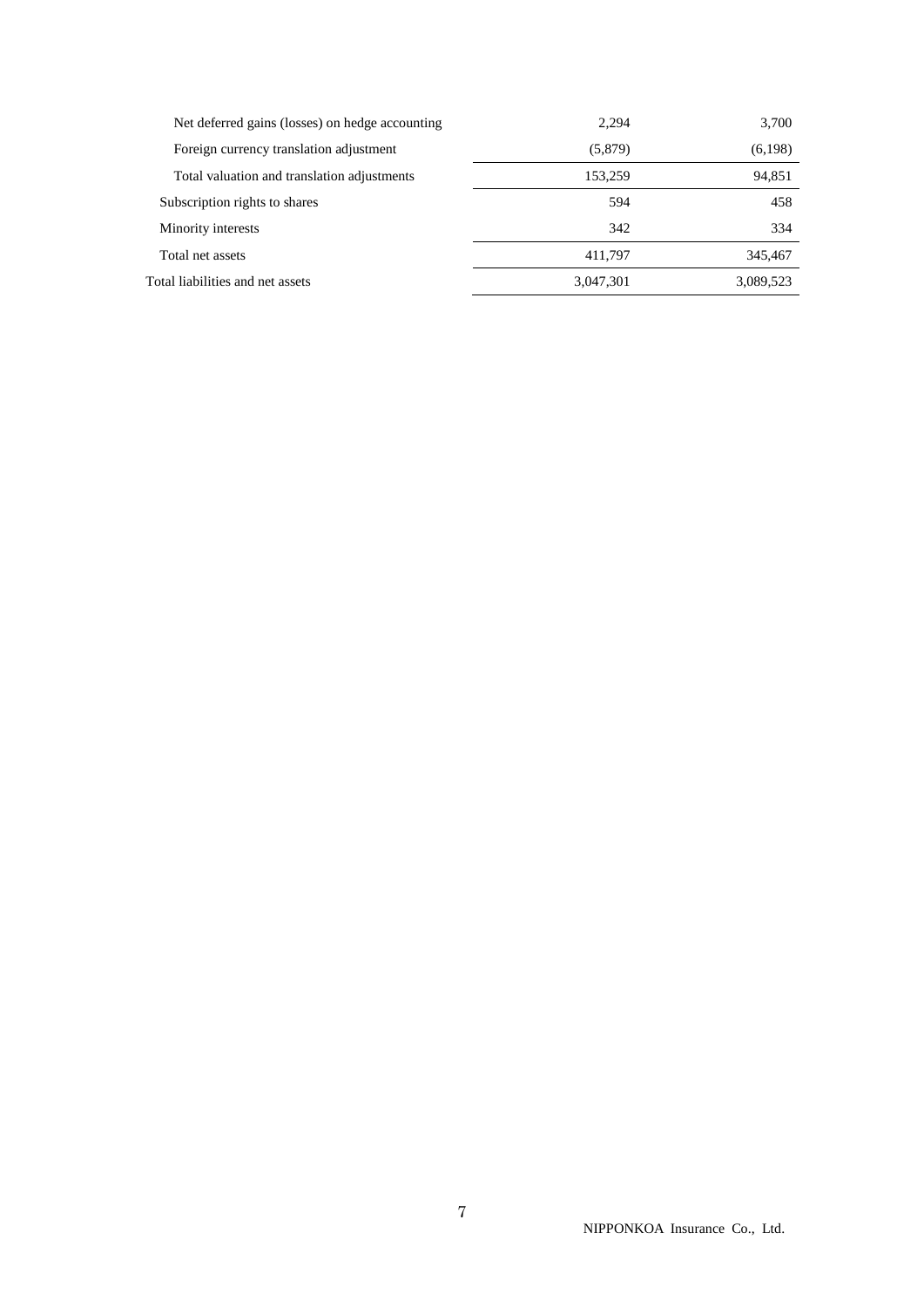| | | |
|---|---|---|
| Net deferred gains (losses) on hedge accounting | 2,294 | 3,700 |
| Foreign currency translation adjustment | (5,879) | (6,198) |
| Total valuation and translation adjustments | 153,259 | 94,851 |
| Subscription rights to shares | 594 | 458 |
| Minority interests | 342 | 334 |
| Total net assets | 411,797 | 345,467 |
| Total liabilities and net assets | 3,047,301 | 3,089,523 |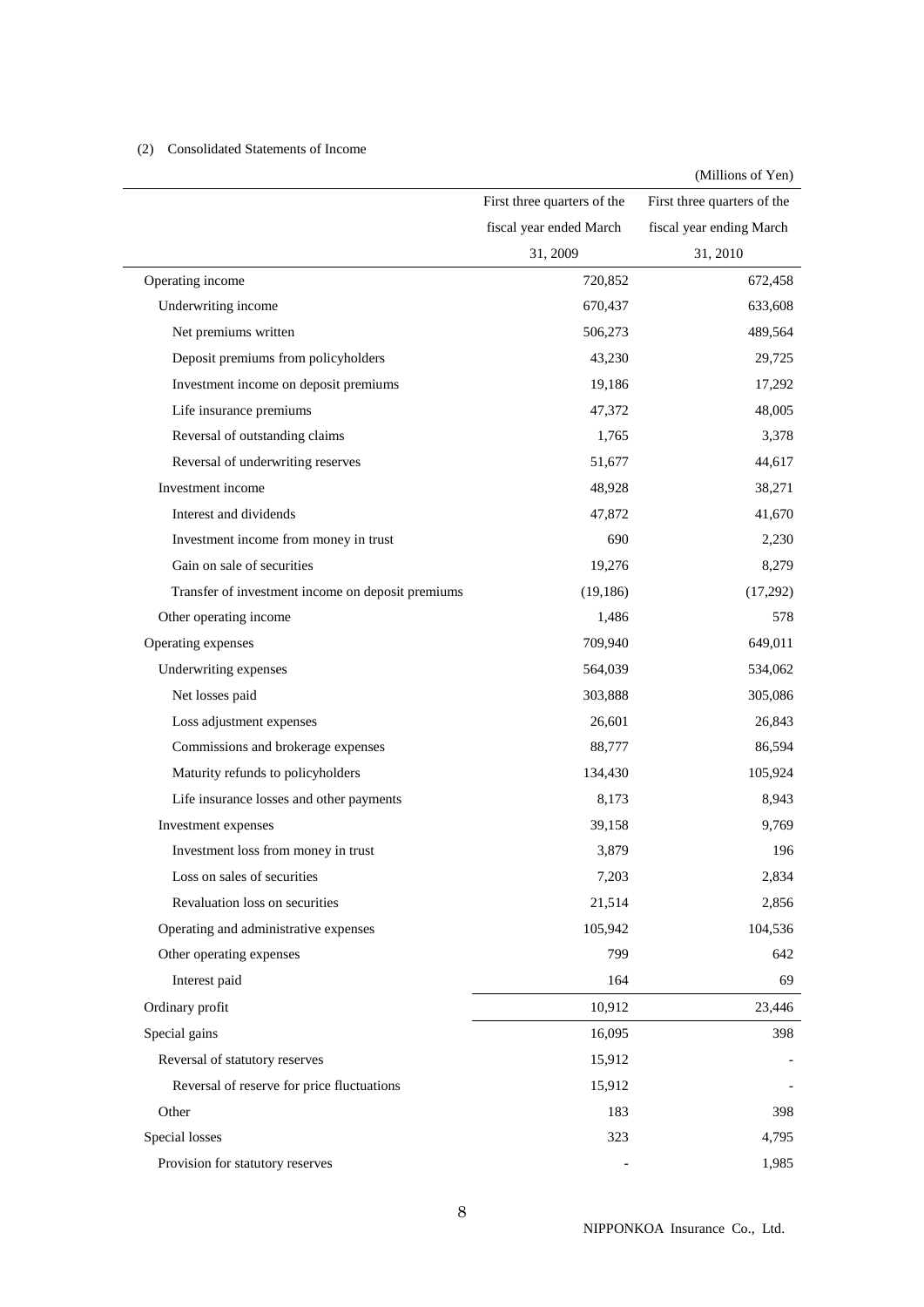(2) Consolidated Statements of Income

(Millions of Yen)

| | First three quarters of the fiscal year ended March 31, 2009 | First three quarters of the fiscal year ending March 31, 2010 |
|---|---:|---:|
| Operating income | 720,852 | 672,458 |
| Underwriting income | 670,437 | 633,608 |
| Net premiums written | 506,273 | 489,564 |
| Deposit premiums from policyholders | 43,230 | 29,725 |
| Investment income on deposit premiums | 19,186 | 17,292 |
| Life insurance premiums | 47,372 | 48,005 |
| Reversal of outstanding claims | 1,765 | 3,378 |
| Reversal of underwriting reserves | 51,677 | 44,617 |
| Investment income | 48,928 | 38,271 |
| Interest and dividends | 47,872 | 41,670 |
| Investment income from money in trust | 690 | 2,230 |
| Gain on sale of securities | 19,276 | 8,279 |
| Transfer of investment income on deposit premiums | (19,186) | (17,292) |
| Other operating income | 1,486 | 578 |
| Operating expenses | 709,940 | 649,011 |
| Underwriting expenses | 564,039 | 534,062 |
| Net losses paid | 303,888 | 305,086 |
| Loss adjustment expenses | 26,601 | 26,843 |
| Commissions and brokerage expenses | 88,777 | 86,594 |
| Maturity refunds to policyholders | 134,430 | 105,924 |
| Life insurance losses and other payments | 8,173 | 8,943 |
| Investment expenses | 39,158 | 9,769 |
| Investment loss from money in trust | 3,879 | 196 |
| Loss on sales of securities | 7,203 | 2,834 |
| Revaluation loss on securities | 21,514 | 2,856 |
| Operating and administrative expenses | 105,942 | 104,536 |
| Other operating expenses | 799 | 642 |
| Interest paid | 164 | 69 |
| Ordinary profit | 10,912 | 23,446 |
| Special gains | 16,095 | 398 |
| Reversal of statutory reserves | 15,912 | - |
| Reversal of reserve for price fluctuations | 15,912 | - |
| Other | 183 | 398 |
| Special losses | 323 | 4,795 |
| Provision for statutory reserves | - | 1,985 |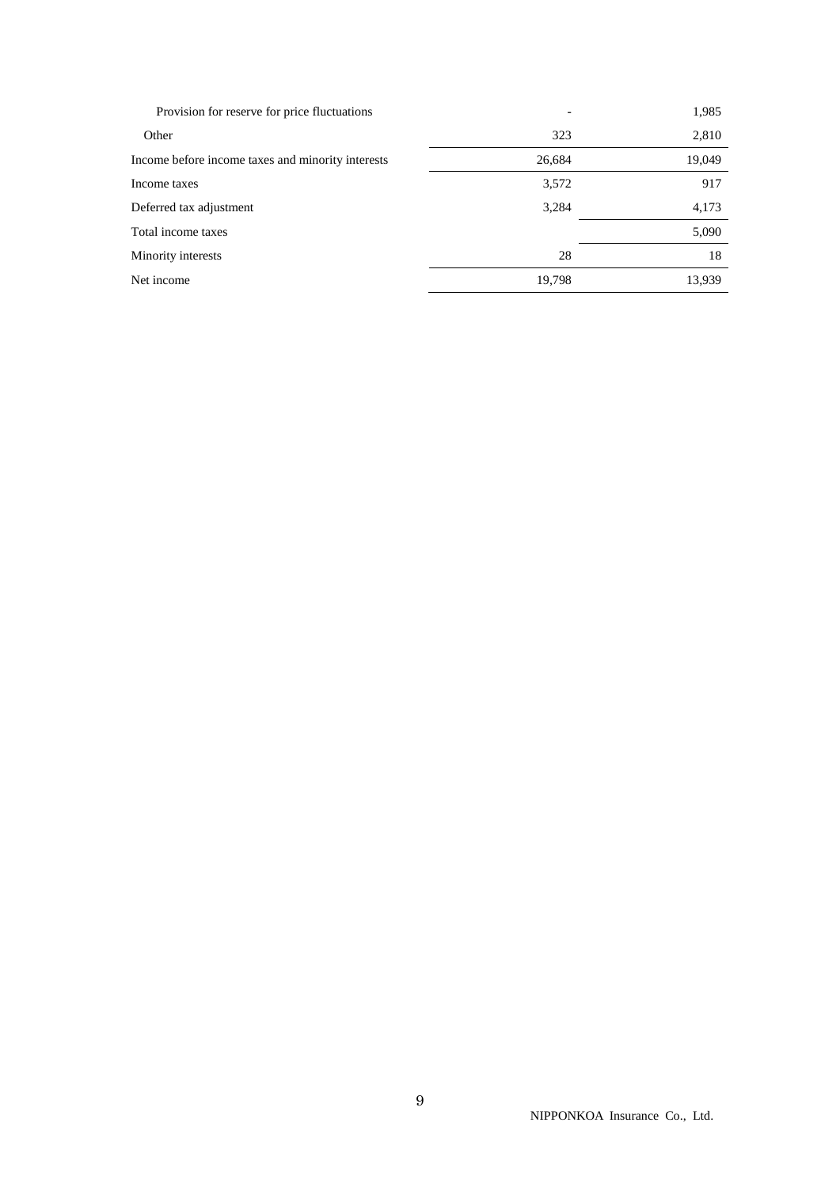| | | |
|---|---|---|
| Provision for reserve for price fluctuations | - | 1,985 |
| Other | 323 | 2,810 |
| Income before income taxes and minority interests | 26,684 | 19,049 |
| Income taxes | 3,572 | 917 |
| Deferred tax adjustment | 3,284 | 4,173 |
| Total income taxes | | 5,090 |
| Minority interests | 28 | 18 |
| Net income | 19,798 | 13,939 |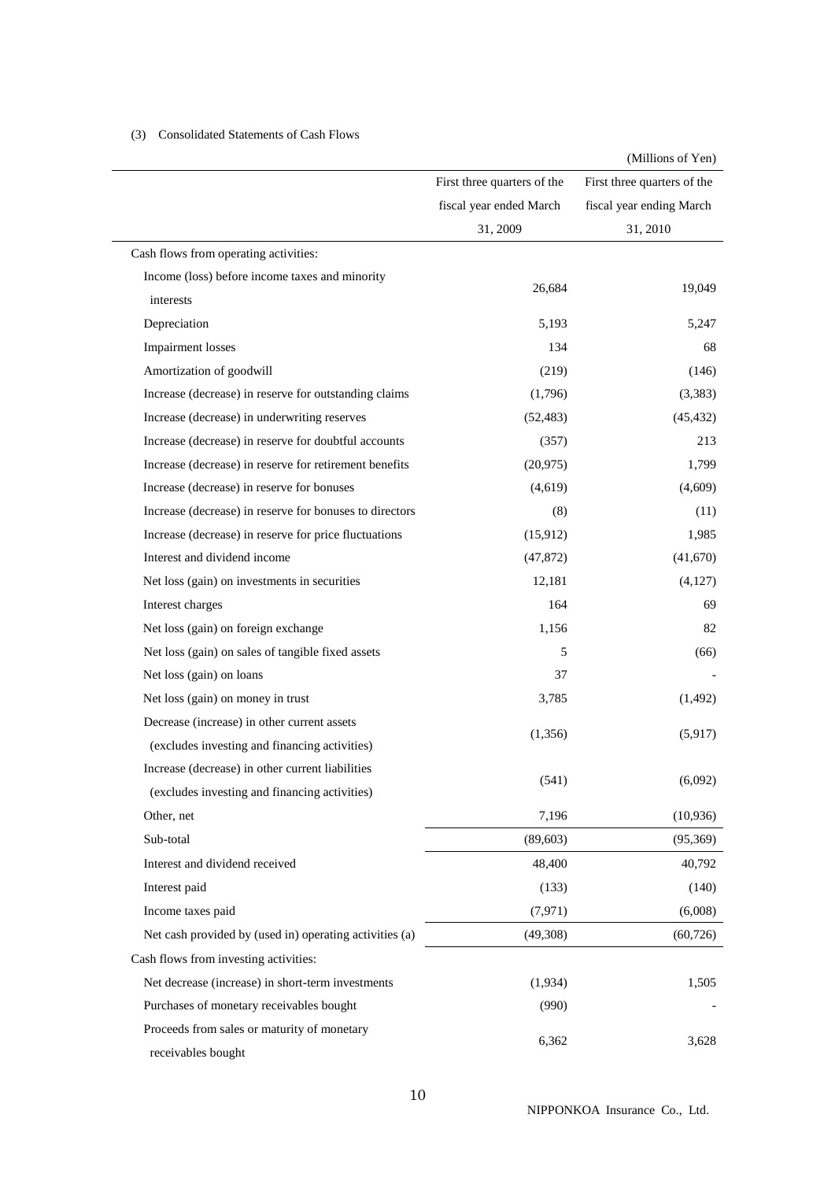(3) Consolidated Statements of Cash Flows

(Millions of Yen)

| | First three quarters of the fiscal year ended March 31, 2009 | First three quarters of the fiscal year ending March 31, 2010 |
|---|---|---|
| Cash flows from operating activities: | | |
| Income (loss) before income taxes and minority interests | 26,684 | 19,049 |
| Depreciation | 5,193 | 5,247 |
| Impairment losses | 134 | 68 |
| Amortization of goodwill | (219) | (146) |
| Increase (decrease) in reserve for outstanding claims | (1,796) | (3,383) |
| Increase (decrease) in underwriting reserves | (52,483) | (45,432) |
| Increase (decrease) in reserve for doubtful accounts | (357) | 213 |
| Increase (decrease) in reserve for retirement benefits | (20,975) | 1,799 |
| Increase (decrease) in reserve for bonuses | (4,619) | (4,609) |
| Increase (decrease) in reserve for bonuses to directors | (8) | (11) |
| Increase (decrease) in reserve for price fluctuations | (15,912) | 1,985 |
| Interest and dividend income | (47,872) | (41,670) |
| Net loss (gain) on investments in securities | 12,181 | (4,127) |
| Interest charges | 164 | 69 |
| Net loss (gain) on foreign exchange | 1,156 | 82 |
| Net loss (gain) on sales of tangible fixed assets | 5 | (66) |
| Net loss (gain) on loans | 37 | - |
| Net loss (gain) on money in trust | 3,785 | (1,492) |
| Decrease (increase) in other current assets (excludes investing and financing activities) | (1,356) | (5,917) |
| Increase (decrease) in other current liabilities (excludes investing and financing activities) | (541) | (6,092) |
| Other, net | 7,196 | (10,936) |
| Sub-total | (89,603) | (95,369) |
| Interest and dividend received | 48,400 | 40,792 |
| Interest paid | (133) | (140) |
| Income taxes paid | (7,971) | (6,008) |
| Net cash provided by (used in) operating activities (a) | (49,308) | (60,726) |
| Cash flows from investing activities: | | |
| Net decrease (increase) in short-term investments | (1,934) | 1,505 |
| Purchases of monetary receivables bought | (990) | - |
| Proceeds from sales or maturity of monetary receivables bought | 6,362 | 3,628 |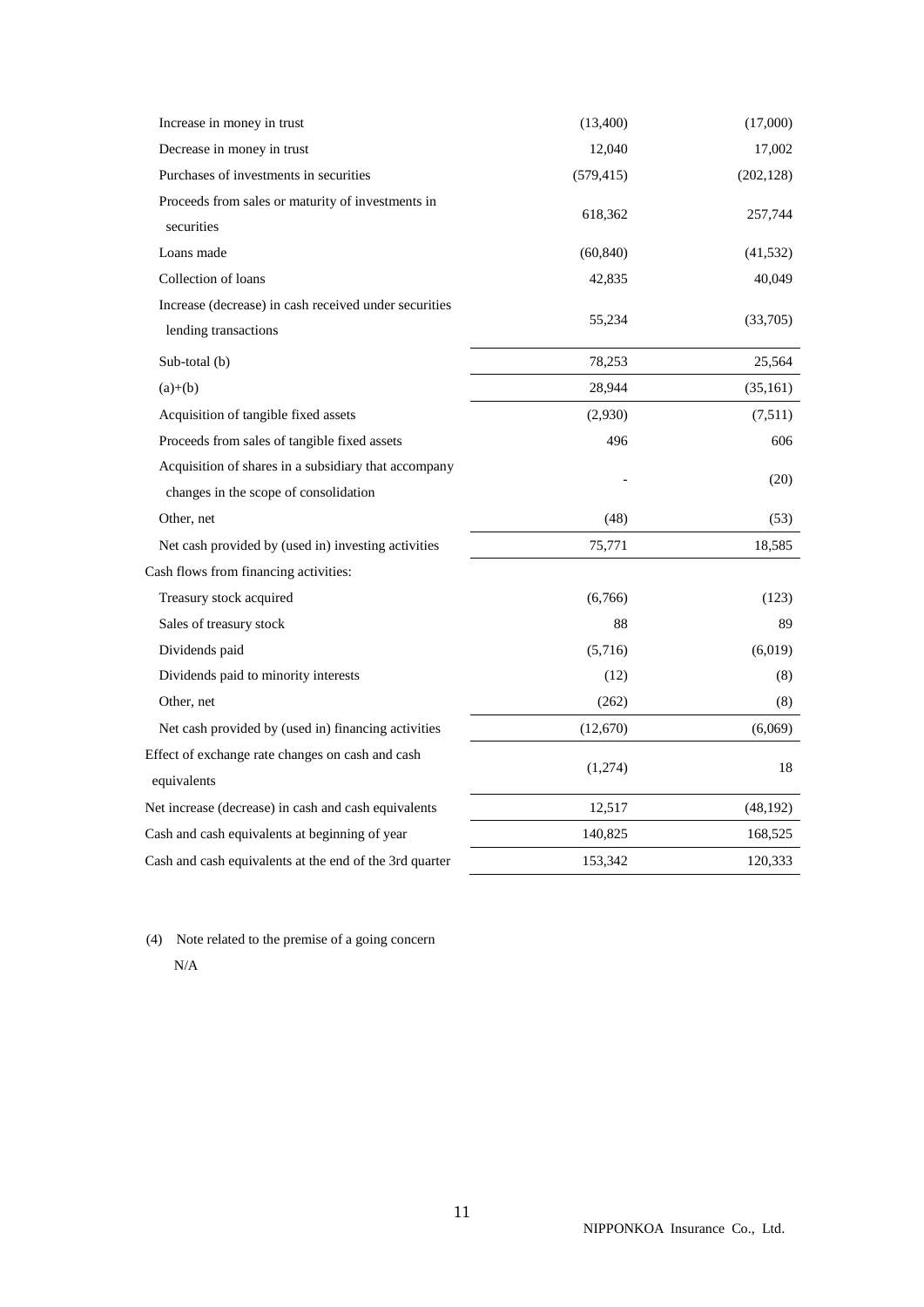| | | |
|---|---|---|
| Increase in money in trust | (13,400) | (17,000) |
| Decrease in money in trust | 12,040 | 17,002 |
| Purchases of investments in securities | (579,415) | (202,128) |
| Proceeds from sales or maturity of investments in securities | 618,362 | 257,744 |
| Loans made | (60,840) | (41,532) |
| Collection of loans | 42,835 | 40,049 |
| Increase (decrease) in cash received under securities lending transactions | 55,234 | (33,705) |
| Sub-total (b) | 78,253 | 25,564 |
| (a)+(b) | 28,944 | (35,161) |
| Acquisition of tangible fixed assets | (2,930) | (7,511) |
| Proceeds from sales of tangible fixed assets | 496 | 606 |
| Acquisition of shares in a subsidiary that accompany changes in the scope of consolidation | - | (20) |
| Other, net | (48) | (53) |
| Net cash provided by (used in) investing activities | 75,771 | 18,585 |
| Cash flows from financing activities: | | |
| Treasury stock acquired | (6,766) | (123) |
| Sales of treasury stock | 88 | 89 |
| Dividends paid | (5,716) | (6,019) |
| Dividends paid to minority interests | (12) | (8) |
| Other, net | (262) | (8) |
| Net cash provided by (used in) financing activities | (12,670) | (6,069) |
| Effect of exchange rate changes on cash and cash equivalents | (1,274) | 18 |
| Net increase (decrease) in cash and cash equivalents | 12,517 | (48,192) |
| Cash and cash equivalents at beginning of year | 140,825 | 168,525 |
| Cash and cash equivalents at the end of the 3rd quarter | 153,342 | 120,333 |

(4) Note related to the premise of a going concern

N/A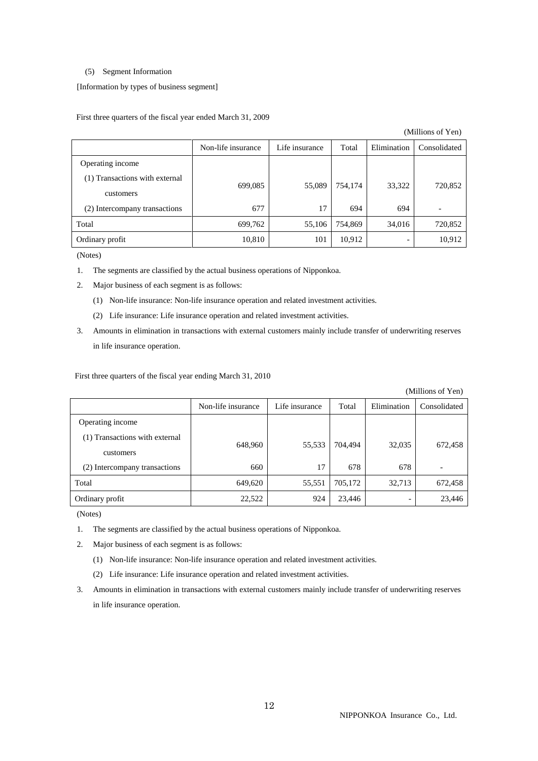(5) Segment Information

[Information by types of business segment]

First three quarters of the fiscal year ended March 31, 2009

(Millions of Yen)

| | Non-life insurance | Life insurance | Total | Elimination | Consolidated |
|---|---|---|---|---|---|
| Operating income | | | | | |
| (1) Transactions with external customers | 699,085 | 55,089 | 754,174 | 33,322 | 720,852 |
| (2) Intercompany transactions | 677 | 17 | 694 | 694 | - |
| Total | 699,762 | 55,106 | 754,869 | 34,016 | 720,852 |
| Ordinary profit | 10,810 | 101 | 10,912 | - | 10,912 |

(Notes)

1. The segments are classified by the actual business operations of Nipponkoa.
2. Major business of each segment is as follows:
   (1) Non-life insurance: Non-life insurance operation and related investment activities.
   (2) Life insurance: Life insurance operation and related investment activities.
3. Amounts in elimination in transactions with external customers mainly include transfer of underwriting reserves in life insurance operation.

First three quarters of the fiscal year ending March 31, 2010

(Millions of Yen)

| | Non-life insurance | Life insurance | Total | Elimination | Consolidated |
|---|---|---|---|---|---|
| Operating income | | | | | |
| (1) Transactions with external customers | 648,960 | 55,533 | 704,494 | 32,035 | 672,458 |
| (2) Intercompany transactions | 660 | 17 | 678 | 678 | - |
| Total | 649,620 | 55,551 | 705,172 | 32,713 | 672,458 |
| Ordinary profit | 22,522 | 924 | 23,446 | - | 23,446 |

(Notes)

1. The segments are classified by the actual business operations of Nipponkoa.
2. Major business of each segment is as follows:
   (1) Non-life insurance: Non-life insurance operation and related investment activities.
   (2) Life insurance: Life insurance operation and related investment activities.
3. Amounts in elimination in transactions with external customers mainly include transfer of underwriting reserves in life insurance operation.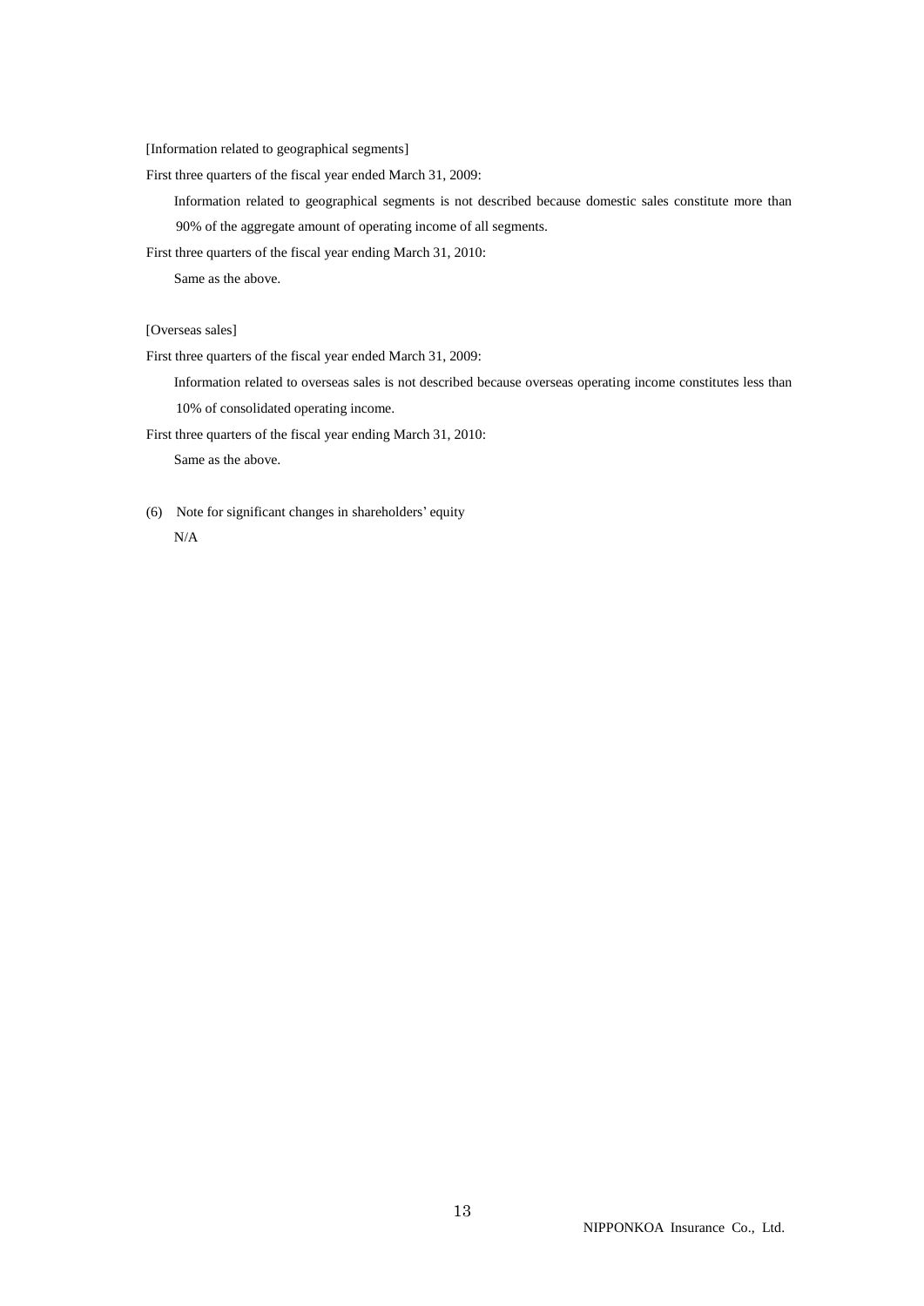[Information related to geographical segments]

First three quarters of the fiscal year ended March 31, 2009:

Information related to geographical segments is not described because domestic sales constitute more than 90% of the aggregate amount of operating income of all segments.

First three quarters of the fiscal year ending March 31, 2010:

Same as the above.

[Overseas sales]

First three quarters of the fiscal year ended March 31, 2009:

Information related to overseas sales is not described because overseas operating income constitutes less than 10% of consolidated operating income.

First three quarters of the fiscal year ending March 31, 2010:

Same as the above.

(6) Note for significant changes in shareholders' equity

N/A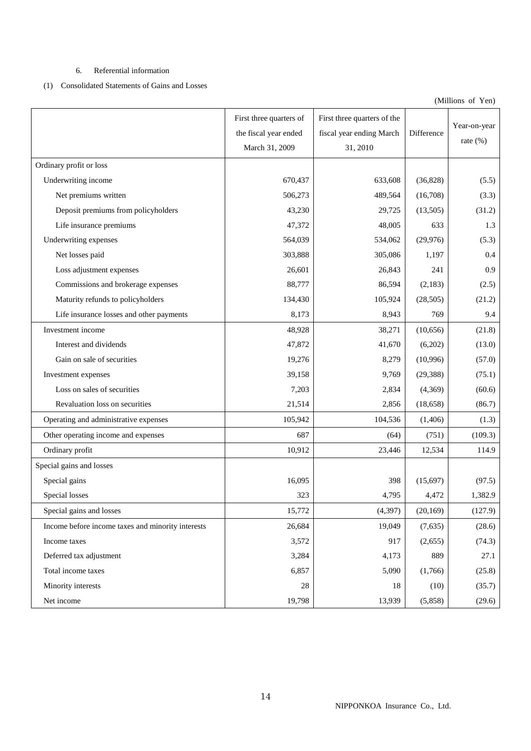6. Referential information

(1) Consolidated Statements of Gains and Losses

(Millions of Yen)

| | First three quarters of the fiscal year ended March 31, 2009 | First three quarters of the fiscal year ending March 31, 2010 | Difference | Year-on-year rate (%) |
|---|---|---|---|---|
| Ordinary profit or loss | | | | |
| Underwriting income | 670,437 | 633,608 | (36,828) | (5.5) |
| Net premiums written | 506,273 | 489,564 | (16,708) | (3.3) |
| Deposit premiums from policyholders | 43,230 | 29,725 | (13,505) | (31.2) |
| Life insurance premiums | 47,372 | 48,005 | 633 | 1.3 |
| Underwriting expenses | 564,039 | 534,062 | (29,976) | (5.3) |
| Net losses paid | 303,888 | 305,086 | 1,197 | 0.4 |
| Loss adjustment expenses | 26,601 | 26,843 | 241 | 0.9 |
| Commissions and brokerage expenses | 88,777 | 86,594 | (2,183) | (2.5) |
| Maturity refunds to policyholders | 134,430 | 105,924 | (28,505) | (21.2) |
| Life insurance losses and other payments | 8,173 | 8,943 | 769 | 9.4 |
| Investment income | 48,928 | 38,271 | (10,656) | (21.8) |
| Interest and dividends | 47,872 | 41,670 | (6,202) | (13.0) |
| Gain on sale of securities | 19,276 | 8,279 | (10,996) | (57.0) |
| Investment expenses | 39,158 | 9,769 | (29,388) | (75.1) |
| Loss on sales of securities | 7,203 | 2,834 | (4,369) | (60.6) |
| Revaluation loss on securities | 21,514 | 2,856 | (18,658) | (86.7) |
| Operating and administrative expenses | 105,942 | 104,536 | (1,406) | (1.3) |
| Other operating income and expenses | 687 | (64) | (751) | (109.3) |
| Ordinary profit | 10,912 | 23,446 | 12,534 | 114.9 |
| Special gains and losses | | | | |
| Special gains | 16,095 | 398 | (15,697) | (97.5) |
| Special losses | 323 | 4,795 | 4,472 | 1,382.9 |
| Special gains and losses | 15,772 | (4,397) | (20,169) | (127.9) |
| Income before income taxes and minority interests | 26,684 | 19,049 | (7,635) | (28.6) |
| Income taxes | 3,572 | 917 | (2,655) | (74.3) |
| Deferred tax adjustment | 3,284 | 4,173 | 889 | 27.1 |
| Total income taxes | 6,857 | 5,090 | (1,766) | (25.8) |
| Minority interests | 28 | 18 | (10) | (35.7) |
| Net income | 19,798 | 13,939 | (5,858) | (29.6) |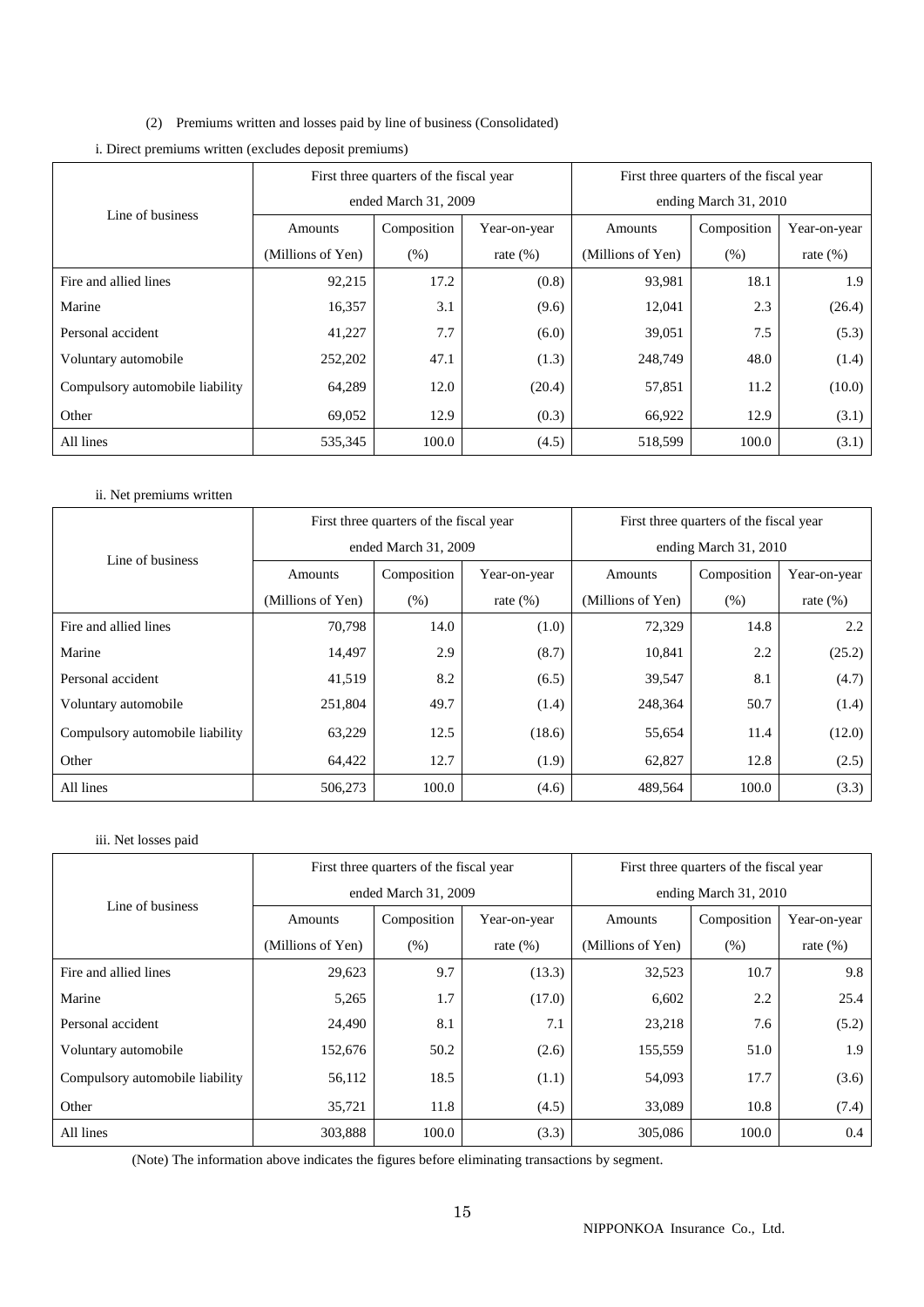(2) Premiums written and losses paid by line of business (Consolidated)

i. Direct premiums written (excludes deposit premiums)

| Line of business | First three quarters of the fiscal year ended March 31, 2009 | | | First three quarters of the fiscal year ending March 31, 2010 | | |
|---|---|---|---|---|---|---|
| | Amounts (Millions of Yen) | Composition (%) | Year-on-year rate (%) | Amounts (Millions of Yen) | Composition (%) | Year-on-year rate (%) |
| Fire and allied lines | 92,215 | 17.2 | (0.8) | 93,981 | 18.1 | 1.9 |
| Marine | 16,357 | 3.1 | (9.6) | 12,041 | 2.3 | (26.4) |
| Personal accident | 41,227 | 7.7 | (6.0) | 39,051 | 7.5 | (5.3) |
| Voluntary automobile | 252,202 | 47.1 | (1.3) | 248,749 | 48.0 | (1.4) |
| Compulsory automobile liability | 64,289 | 12.0 | (20.4) | 57,851 | 11.2 | (10.0) |
| Other | 69,052 | 12.9 | (0.3) | 66,922 | 12.9 | (3.1) |
| All lines | 535,345 | 100.0 | (4.5) | 518,599 | 100.0 | (3.1) |

ii. Net premiums written

| Line of business | First three quarters of the fiscal year ended March 31, 2009 | | | First three quarters of the fiscal year ending March 31, 2010 | | |
|---|---|---|---|---|---|---|
| | Amounts (Millions of Yen) | Composition (%) | Year-on-year rate (%) | Amounts (Millions of Yen) | Composition (%) | Year-on-year rate (%) |
| Fire and allied lines | 70,798 | 14.0 | (1.0) | 72,329 | 14.8 | 2.2 |
| Marine | 14,497 | 2.9 | (8.7) | 10,841 | 2.2 | (25.2) |
| Personal accident | 41,519 | 8.2 | (6.5) | 39,547 | 8.1 | (4.7) |
| Voluntary automobile | 251,804 | 49.7 | (1.4) | 248,364 | 50.7 | (1.4) |
| Compulsory automobile liability | 63,229 | 12.5 | (18.6) | 55,654 | 11.4 | (12.0) |
| Other | 64,422 | 12.7 | (1.9) | 62,827 | 12.8 | (2.5) |
| All lines | 506,273 | 100.0 | (4.6) | 489,564 | 100.0 | (3.3) |

iii. Net losses paid

| Line of business | First three quarters of the fiscal year ended March 31, 2009 | | | First three quarters of the fiscal year ending March 31, 2010 | | |
|---|---|---|---|---|---|---|
| | Amounts (Millions of Yen) | Composition (%) | Year-on-year rate (%) | Amounts (Millions of Yen) | Composition (%) | Year-on-year rate (%) |
| Fire and allied lines | 29,623 | 9.7 | (13.3) | 32,523 | 10.7 | 9.8 |
| Marine | 5,265 | 1.7 | (17.0) | 6,602 | 2.2 | 25.4 |
| Personal accident | 24,490 | 8.1 | 7.1 | 23,218 | 7.6 | (5.2) |
| Voluntary automobile | 152,676 | 50.2 | (2.6) | 155,559 | 51.0 | 1.9 |
| Compulsory automobile liability | 56,112 | 18.5 | (1.1) | 54,093 | 17.7 | (3.6) |
| Other | 35,721 | 11.8 | (4.5) | 33,089 | 10.8 | (7.4) |
| All lines | 303,888 | 100.0 | (3.3) | 305,086 | 100.0 | 0.4 |

(Note) The information above indicates the figures before eliminating transactions by segment.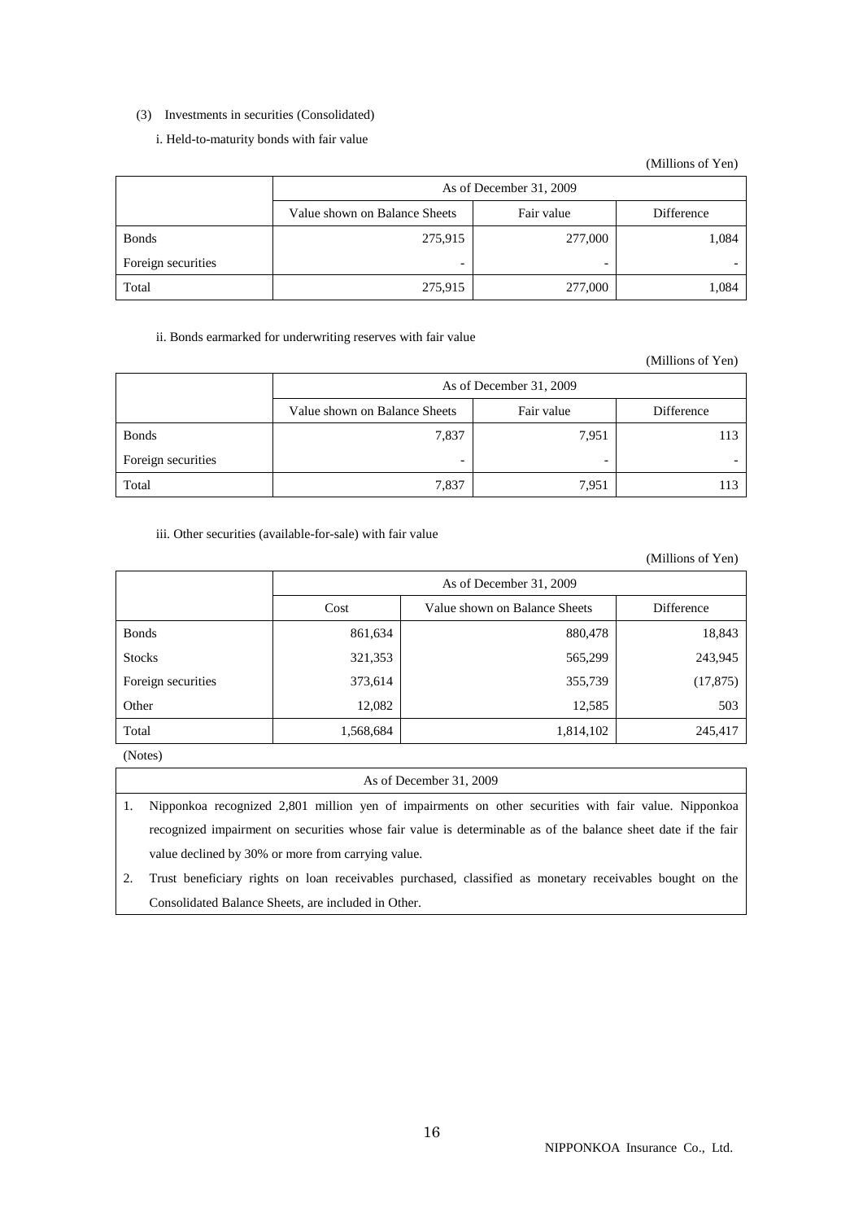(3) Investments in securities (Consolidated)

i. Held-to-maturity bonds with fair value

(Millions of Yen)

| | As of December 31, 2009 | | |
|---|---|---|---|
| | Value shown on Balance Sheets | Fair value | Difference |
| Bonds | 275,915 | 277,000 | 1,084 |
| Foreign securities | - | - | - |
| Total | 275,915 | 277,000 | 1,084 |

ii. Bonds earmarked for underwriting reserves with fair value

(Millions of Yen)

| | As of December 31, 2009 | | |
|---|---|---|---|
| | Value shown on Balance Sheets | Fair value | Difference |
| Bonds | 7,837 | 7,951 | 113 |
| Foreign securities | - | - | - |
| Total | 7,837 | 7,951 | 113 |

iii. Other securities (available-for-sale) with fair value

(Millions of Yen)

| | As of December 31, 2009 | | |
|---|---|---|---|
| | Cost | Value shown on Balance Sheets | Difference |
| Bonds | 861,634 | 880,478 | 18,843 |
| Stocks | 321,353 | 565,299 | 243,945 |
| Foreign securities | 373,614 | 355,739 | (17,875) |
| Other | 12,082 | 12,585 | 503 |
| Total | 1,568,684 | 1,814,102 | 245,417 |

(Notes)

| As of December 31, 2009 |
|---|
| 1. Nipponkoa recognized 2,801 million yen of impairments on other securities with fair value. Nipponkoa recognized impairment on securities whose fair value is determinable as of the balance sheet date if the fair value declined by 30% or more from carrying value. |
| 2. Trust beneficiary rights on loan receivables purchased, classified as monetary receivables bought on the Consolidated Balance Sheets, are included in Other. |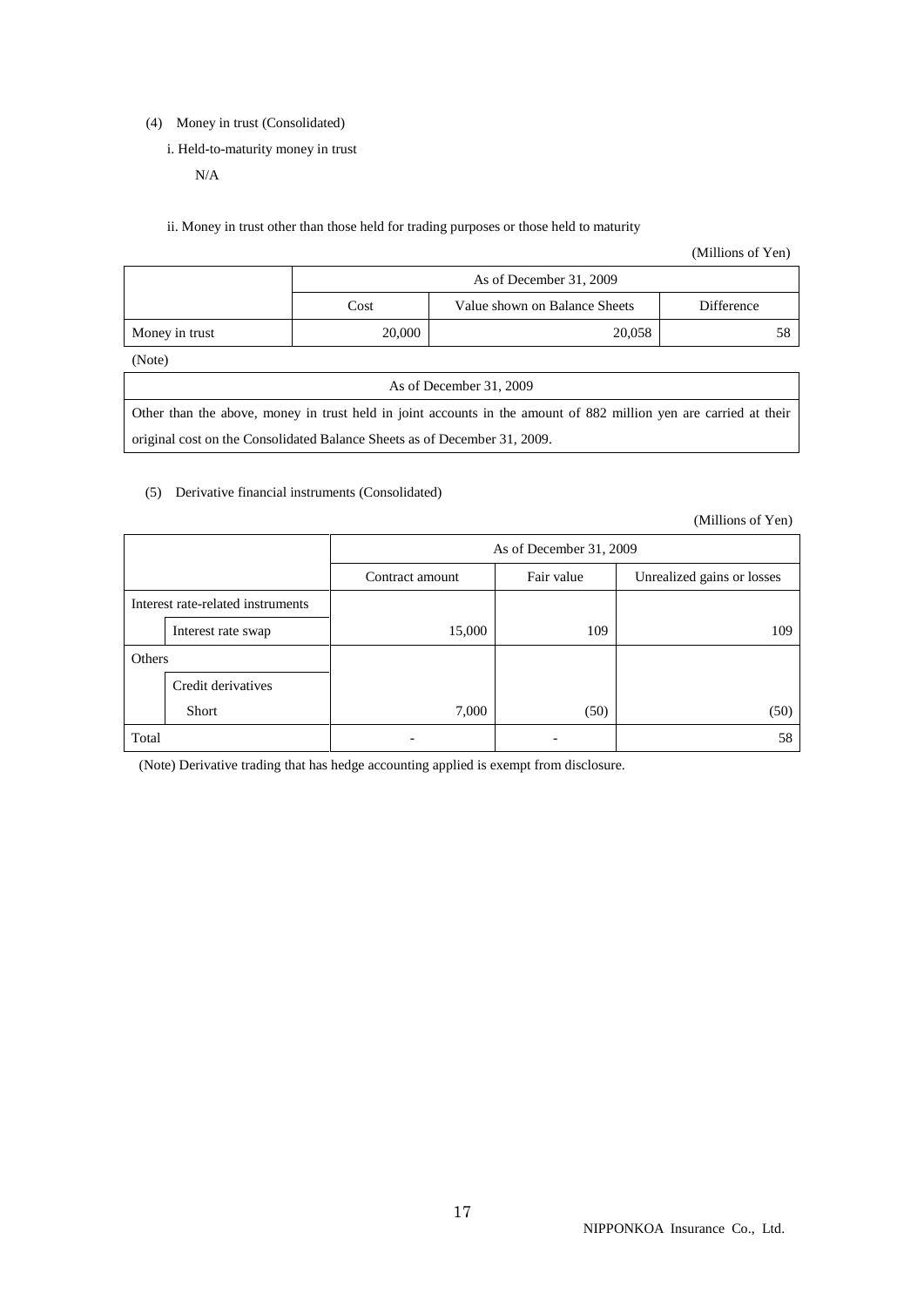(4) Money in trust (Consolidated)

i. Held-to-maturity money in trust

N/A

ii. Money in trust other than those held for trading purposes or those held to maturity

(Millions of Yen)

| | As of December 31, 2009 | | |
|---|---|---|---|
| | Cost | Value shown on Balance Sheets | Difference |
| Money in trust | 20,000 | 20,058 | 58 |

(Note)

| As of December 31, 2009 |
|---|
| Other than the above, money in trust held in joint accounts in the amount of 882 million yen are carried at their original cost on the Consolidated Balance Sheets as of December 31, 2009. |

(5) Derivative financial instruments (Consolidated)

(Millions of Yen)

| | | As of December 31, 2009 | | |
|---|---|---|---|---|
| | | Contract amount | Fair value | Unrealized gains or losses |
| Interest rate-related instruments | | | | |
| | Interest rate swap | 15,000 | 109 | 109 |
| Others | | | | |
| | Credit derivatives | | | |
| | Short | 7,000 | (50) | (50) |
| Total | | - | - | 58 |

(Note) Derivative trading that has hedge accounting applied is exempt from disclosure.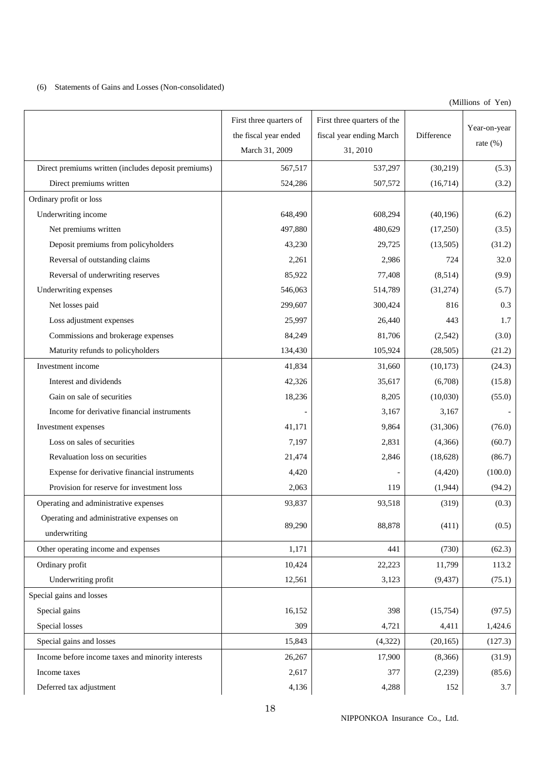(6) Statements of Gains and Losses (Non-consolidated)

(Millions of Yen)

| | First three quarters of the fiscal year ended March 31, 2009 | First three quarters of the fiscal year ending March 31, 2010 | Difference | Year-on-year rate (%) |
|---|---|---|---|---|
| Direct premiums written (includes deposit premiums) | 567,517 | 537,297 | (30,219) | (5.3) |
| Direct premiums written | 524,286 | 507,572 | (16,714) | (3.2) |
| Ordinary profit or loss | | | | |
| Underwriting income | 648,490 | 608,294 | (40,196) | (6.2) |
| Net premiums written | 497,880 | 480,629 | (17,250) | (3.5) |
| Deposit premiums from policyholders | 43,230 | 29,725 | (13,505) | (31.2) |
| Reversal of outstanding claims | 2,261 | 2,986 | 724 | 32.0 |
| Reversal of underwriting reserves | 85,922 | 77,408 | (8,514) | (9.9) |
| Underwriting expenses | 546,063 | 514,789 | (31,274) | (5.7) |
| Net losses paid | 299,607 | 300,424 | 816 | 0.3 |
| Loss adjustment expenses | 25,997 | 26,440 | 443 | 1.7 |
| Commissions and brokerage expenses | 84,249 | 81,706 | (2,542) | (3.0) |
| Maturity refunds to policyholders | 134,430 | 105,924 | (28,505) | (21.2) |
| Investment income | 41,834 | 31,660 | (10,173) | (24.3) |
| Interest and dividends | 42,326 | 35,617 | (6,708) | (15.8) |
| Gain on sale of securities | 18,236 | 8,205 | (10,030) | (55.0) |
| Income for derivative financial instruments | - | 3,167 | 3,167 | - |
| Investment expenses | 41,171 | 9,864 | (31,306) | (76.0) |
| Loss on sales of securities | 7,197 | 2,831 | (4,366) | (60.7) |
| Revaluation loss on securities | 21,474 | 2,846 | (18,628) | (86.7) |
| Expense for derivative financial instruments | 4,420 | - | (4,420) | (100.0) |
| Provision for reserve for investment loss | 2,063 | 119 | (1,944) | (94.2) |
| Operating and administrative expenses | 93,837 | 93,518 | (319) | (0.3) |
| Operating and administrative expenses on underwriting | 89,290 | 88,878 | (411) | (0.5) |
| Other operating income and expenses | 1,171 | 441 | (730) | (62.3) |
| Ordinary profit | 10,424 | 22,223 | 11,799 | 113.2 |
| Underwriting profit | 12,561 | 3,123 | (9,437) | (75.1) |
| Special gains and losses | | | | |
| Special gains | 16,152 | 398 | (15,754) | (97.5) |
| Special losses | 309 | 4,721 | 4,411 | 1,424.6 |
| Special gains and losses | 15,843 | (4,322) | (20,165) | (127.3) |
| Income before income taxes and minority interests | 26,267 | 17,900 | (8,366) | (31.9) |
| Income taxes | 2,617 | 377 | (2,239) | (85.6) |
| Deferred tax adjustment | 4,136 | 4,288 | 152 | 3.7 |

NIPPONKOA Insurance Co., Ltd.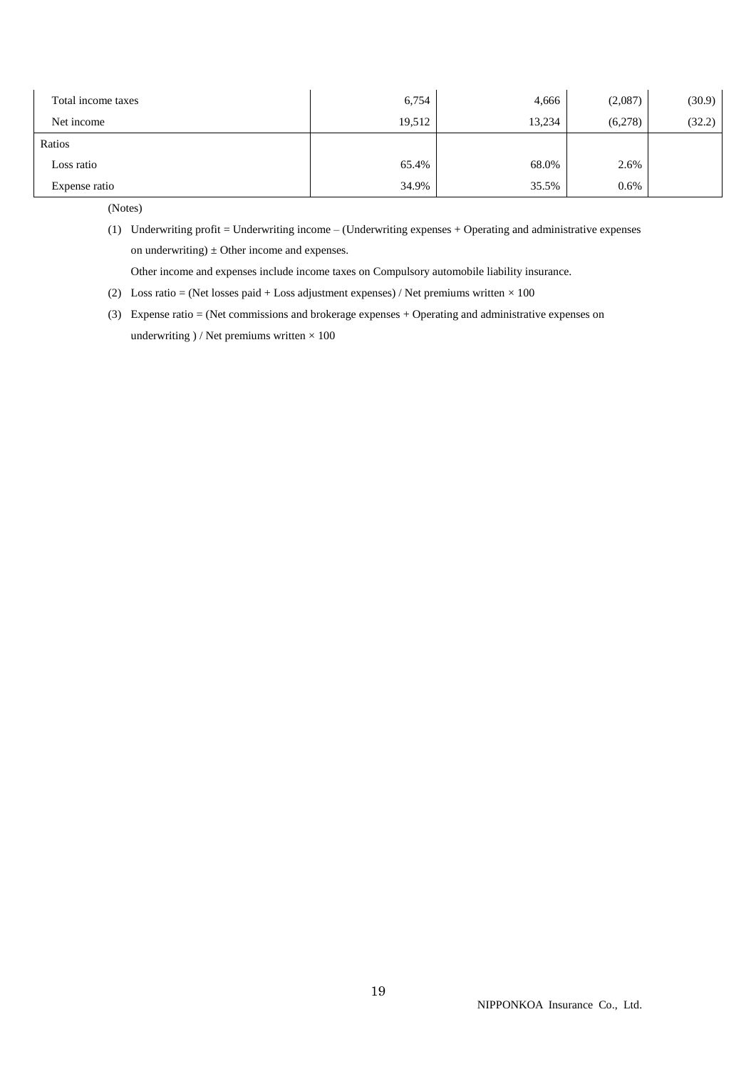| | | | | |
|---|---|---|---|---|
| Total income taxes | 6,754 | 4,666 | (2,087) | (30.9) |
| Net income | 19,512 | 13,234 | (6,278) | (32.2) |
| Ratios | | | | |
| Loss ratio | 65.4% | 68.0% | 2.6% | |
| Expense ratio | 34.9% | 35.5% | 0.6% | |

(Notes)

(1) Underwriting profit = Underwriting income – (Underwriting expenses + Operating and administrative expenses on underwriting) ± Other income and expenses.

Other income and expenses include income taxes on Compulsory automobile liability insurance.

(2) Loss ratio = (Net losses paid + Loss adjustment expenses) / Net premiums written × 100

(3) Expense ratio = (Net commissions and brokerage expenses + Operating and administrative expenses on underwriting ) / Net premiums written × 100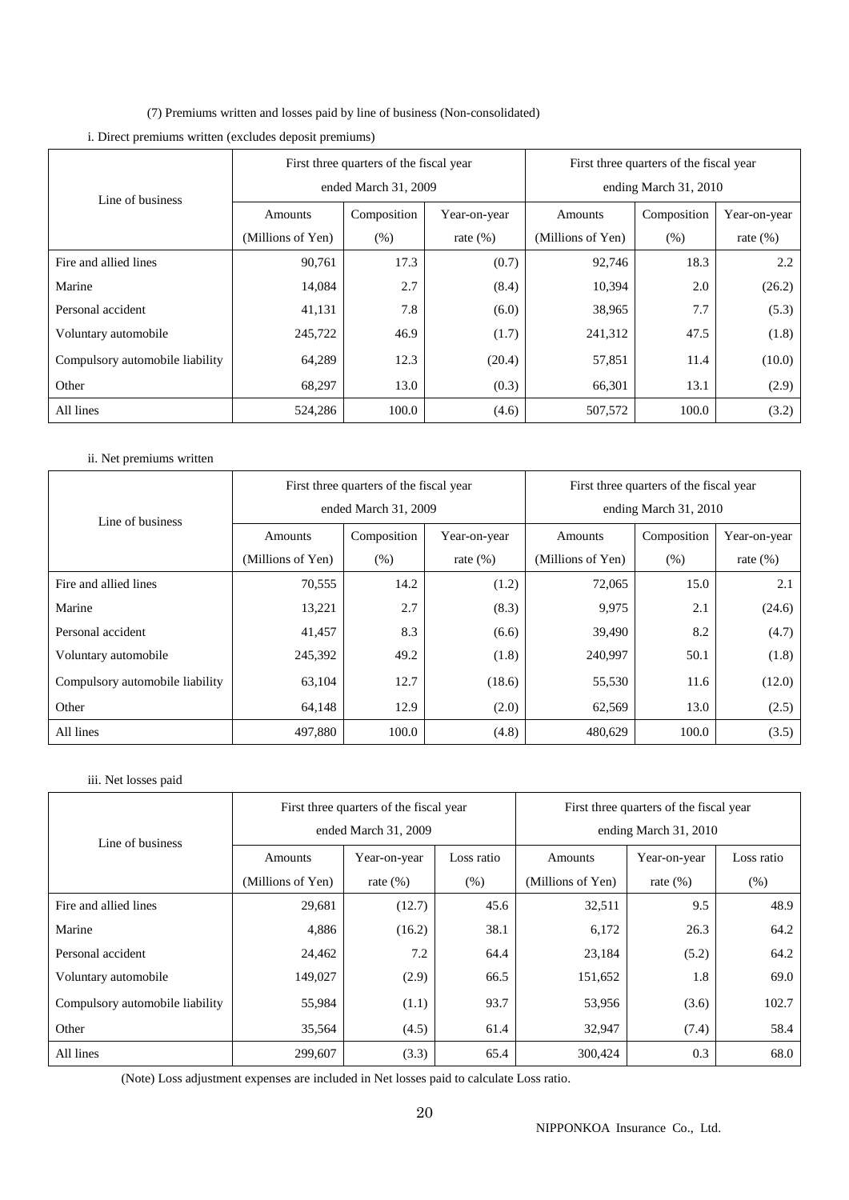(7) Premiums written and losses paid by line of business (Non-consolidated)

i. Direct premiums written (excludes deposit premiums)

| Line of business | First three quarters of the fiscal year ended March 31, 2009 | | | First three quarters of the fiscal year ending March 31, 2010 | | |
|---|---|---|---|---|---|---|
| | Amounts (Millions of Yen) | Composition (%) | Year-on-year rate (%) | Amounts (Millions of Yen) | Composition (%) | Year-on-year rate (%) |
| Fire and allied lines | 90,761 | 17.3 | (0.7) | 92,746 | 18.3 | 2.2 |
| Marine | 14,084 | 2.7 | (8.4) | 10,394 | 2.0 | (26.2) |
| Personal accident | 41,131 | 7.8 | (6.0) | 38,965 | 7.7 | (5.3) |
| Voluntary automobile | 245,722 | 46.9 | (1.7) | 241,312 | 47.5 | (1.8) |
| Compulsory automobile liability | 64,289 | 12.3 | (20.4) | 57,851 | 11.4 | (10.0) |
| Other | 68,297 | 13.0 | (0.3) | 66,301 | 13.1 | (2.9) |
| All lines | 524,286 | 100.0 | (4.6) | 507,572 | 100.0 | (3.2) |

ii. Net premiums written

| Line of business | First three quarters of the fiscal year ended March 31, 2009 | | | First three quarters of the fiscal year ending March 31, 2010 | | |
|---|---|---|---|---|---|---|
| | Amounts (Millions of Yen) | Composition (%) | Year-on-year rate (%) | Amounts (Millions of Yen) | Composition (%) | Year-on-year rate (%) |
| Fire and allied lines | 70,555 | 14.2 | (1.2) | 72,065 | 15.0 | 2.1 |
| Marine | 13,221 | 2.7 | (8.3) | 9,975 | 2.1 | (24.6) |
| Personal accident | 41,457 | 8.3 | (6.6) | 39,490 | 8.2 | (4.7) |
| Voluntary automobile | 245,392 | 49.2 | (1.8) | 240,997 | 50.1 | (1.8) |
| Compulsory automobile liability | 63,104 | 12.7 | (18.6) | 55,530 | 11.6 | (12.0) |
| Other | 64,148 | 12.9 | (2.0) | 62,569 | 13.0 | (2.5) |
| All lines | 497,880 | 100.0 | (4.8) | 480,629 | 100.0 | (3.5) |

iii. Net losses paid

| Line of business | First three quarters of the fiscal year ended March 31, 2009 | | | First three quarters of the fiscal year ending March 31, 2010 | | |
|---|---|---|---|---|---|---|
| | Amounts (Millions of Yen) | Year-on-year rate (%) | Loss ratio (%) | Amounts (Millions of Yen) | Year-on-year rate (%) | Loss ratio (%) |
| Fire and allied lines | 29,681 | (12.7) | 45.6 | 32,511 | 9.5 | 48.9 |
| Marine | 4,886 | (16.2) | 38.1 | 6,172 | 26.3 | 64.2 |
| Personal accident | 24,462 | 7.2 | 64.4 | 23,184 | (5.2) | 64.2 |
| Voluntary automobile | 149,027 | (2.9) | 66.5 | 151,652 | 1.8 | 69.0 |
| Compulsory automobile liability | 55,984 | (1.1) | 93.7 | 53,956 | (3.6) | 102.7 |
| Other | 35,564 | (4.5) | 61.4 | 32,947 | (7.4) | 58.4 |
| All lines | 299,607 | (3.3) | 65.4 | 300,424 | 0.3 | 68.0 |

(Note) Loss adjustment expenses are included in Net losses paid to calculate Loss ratio.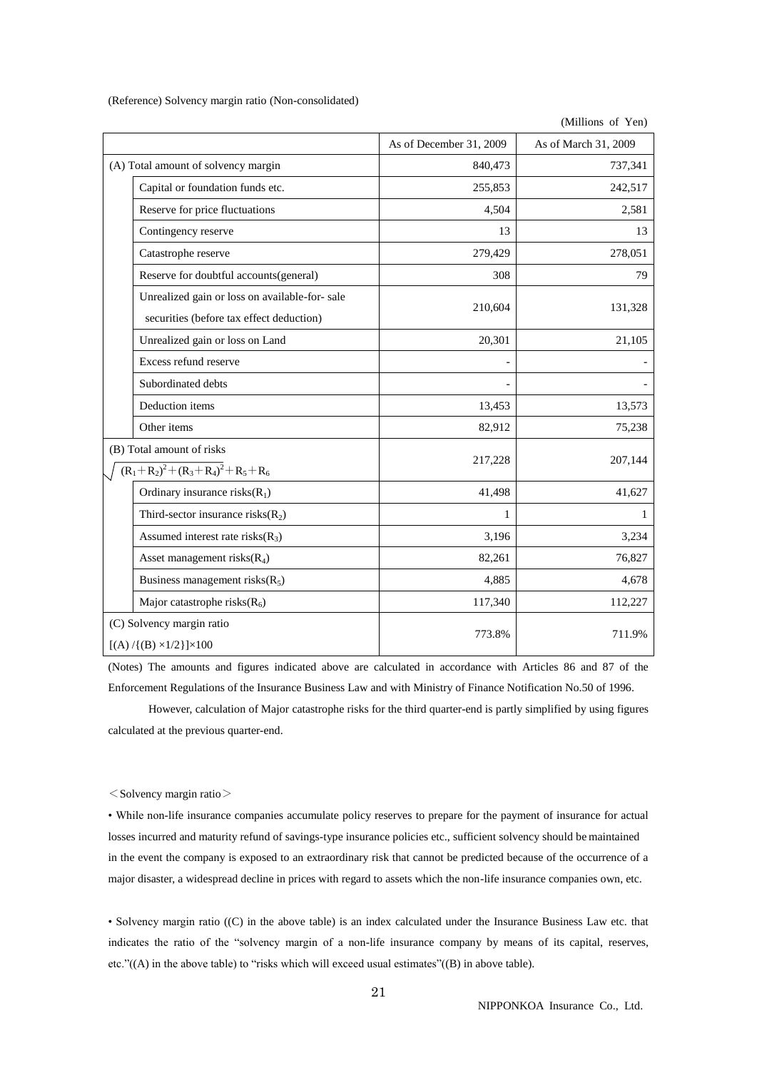(Reference) Solvency margin ratio (Non-consolidated)

(Millions of Yen)

| | | As of December 31, 2009 | As of March 31, 2009 |
|---|---|---|---|
| (A) Total amount of solvency margin | | 840,473 | 737,341 |
| | Capital or foundation funds etc. | 255,853 | 242,517 |
| | Reserve for price fluctuations | 4,504 | 2,581 |
| | Contingency reserve | 13 | 13 |
| | Catastrophe reserve | 279,429 | 278,051 |
| | Reserve for doubtful accounts(general) | 308 | 79 |
| | Unrealized gain or loss on available-for- sale securities (before tax effect deduction) | 210,604 | 131,328 |
| | Unrealized gain or loss on Land | 20,301 | 21,105 |
| | Excess refund reserve | - | - |
| | Subordinated debts | - | - |
| | Deduction items | 13,453 | 13,573 |
| | Other items | 82,912 | 75,238 |
| (B) Total amount of risks $\sqrt{(R_1+R_2)^2+(R_3+R_4)^2}+R_5+R_6$ | | 217,228 | 207,144 |
| | Ordinary insurance risks($R_1$) | 41,498 | 41,627 |
| | Third-sector insurance risks($R_2$) | 1 | 1 |
| | Assumed interest rate risks($R_3$) | 3,196 | 3,234 |
| | Asset management risks($R_4$) | 82,261 | 76,827 |
| | Business management risks($R_5$) | 4,885 | 4,678 |
| | Major catastrophe risks($R_6$) | 117,340 | 112,227 |
| (C) Solvency margin ratio $[(A)/\{(B)\times 1/2\}]\times 100$ | | 773.8% | 711.9% |

(Notes) The amounts and figures indicated above are calculated in accordance with Articles 86 and 87 of the Enforcement Regulations of the Insurance Business Law and with Ministry of Finance Notification No.50 of 1996.

However, calculation of Major catastrophe risks for the third quarter-end is partly simplified by using figures calculated at the previous quarter-end.

＜Solvency margin ratio＞

• While non-life insurance companies accumulate policy reserves to prepare for the payment of insurance for actual losses incurred and maturity refund of savings-type insurance policies etc., sufficient solvency should be maintained in the event the company is exposed to an extraordinary risk that cannot be predicted because of the occurrence of a major disaster, a widespread decline in prices with regard to assets which the non-life insurance companies own, etc.

• Solvency margin ratio ((C) in the above table) is an index calculated under the Insurance Business Law etc. that indicates the ratio of the "solvency margin of a non-life insurance company by means of its capital, reserves, etc."((A) in the above table) to "risks which will exceed usual estimates"((B) in above table).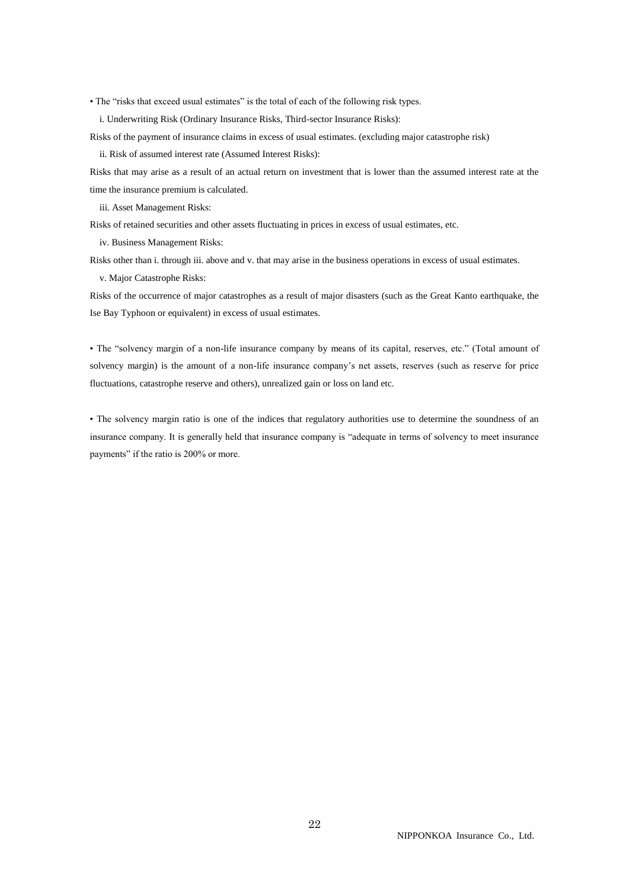• The "risks that exceed usual estimates" is the total of each of the following risk types.

i. Underwriting Risk (Ordinary Insurance Risks, Third-sector Insurance Risks):

Risks of the payment of insurance claims in excess of usual estimates. (excluding major catastrophe risk)

ii. Risk of assumed interest rate (Assumed Interest Risks):

Risks that may arise as a result of an actual return on investment that is lower than the assumed interest rate at the time the insurance premium is calculated.

iii. Asset Management Risks:

Risks of retained securities and other assets fluctuating in prices in excess of usual estimates, etc.

iv. Business Management Risks:

Risks other than i. through iii. above and v. that may arise in the business operations in excess of usual estimates.

v. Major Catastrophe Risks:

Risks of the occurrence of major catastrophes as a result of major disasters (such as the Great Kanto earthquake, the Ise Bay Typhoon or equivalent) in excess of usual estimates.

• The "solvency margin of a non-life insurance company by means of its capital, reserves, etc." (Total amount of solvency margin) is the amount of a non-life insurance company's net assets, reserves (such as reserve for price fluctuations, catastrophe reserve and others), unrealized gain or loss on land etc.

• The solvency margin ratio is one of the indices that regulatory authorities use to determine the soundness of an insurance company. It is generally held that insurance company is "adequate in terms of solvency to meet insurance payments" if the ratio is 200% or more.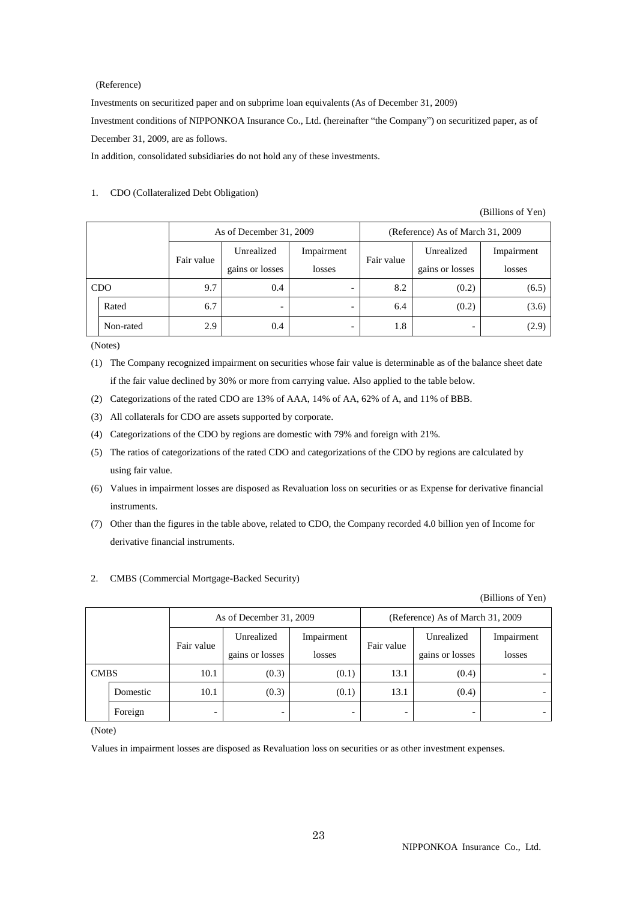(Reference)

Investments on securitized paper and on subprime loan equivalents (As of December 31, 2009)

Investment conditions of NIPPONKOA Insurance Co., Ltd. (hereinafter "the Company") on securitized paper, as of December 31, 2009, are as follows.

In addition, consolidated subsidiaries do not hold any of these investments.

1. CDO (Collateralized Debt Obligation)

(Billions of Yen)

| | | As of December 31, 2009 | | | (Reference) As of March 31, 2009 | | |
|---|---|---|---|---|---|---|---|
| | | Fair value | Unrealized gains or losses | Impairment losses | Fair value | Unrealized gains or losses | Impairment losses |
| CDO | | 9.7 | 0.4 | - | 8.2 | (0.2) | (6.5) |
| | Rated | 6.7 | - | - | 6.4 | (0.2) | (3.6) |
| | Non-rated | 2.9 | 0.4 | - | 1.8 | - | (2.9) |

(Notes)

(1) The Company recognized impairment on securities whose fair value is determinable as of the balance sheet date if the fair value declined by 30% or more from carrying value. Also applied to the table below.

(2) Categorizations of the rated CDO are 13% of AAA, 14% of AA, 62% of A, and 11% of BBB.

(3) All collaterals for CDO are assets supported by corporate.

(4) Categorizations of the CDO by regions are domestic with 79% and foreign with 21%.

(5) The ratios of categorizations of the rated CDO and categorizations of the CDO by regions are calculated by using fair value.

(6) Values in impairment losses are disposed as Revaluation loss on securities or as Expense for derivative financial instruments.

(7) Other than the figures in the table above, related to CDO, the Company recorded 4.0 billion yen of Income for derivative financial instruments.

2. CMBS (Commercial Mortgage-Backed Security)

(Billions of Yen)

| | | As of December 31, 2009 | | | (Reference) As of March 31, 2009 | | |
|---|---|---|---|---|---|---|---|
| | | Fair value | Unrealized gains or losses | Impairment losses | Fair value | Unrealized gains or losses | Impairment losses |
| CMBS | | 10.1 | (0.3) | (0.1) | 13.1 | (0.4) | - |
| | Domestic | 10.1 | (0.3) | (0.1) | 13.1 | (0.4) | - |
| | Foreign | - | - | - | - | - | - |

(Note)

Values in impairment losses are disposed as Revaluation loss on securities or as other investment expenses.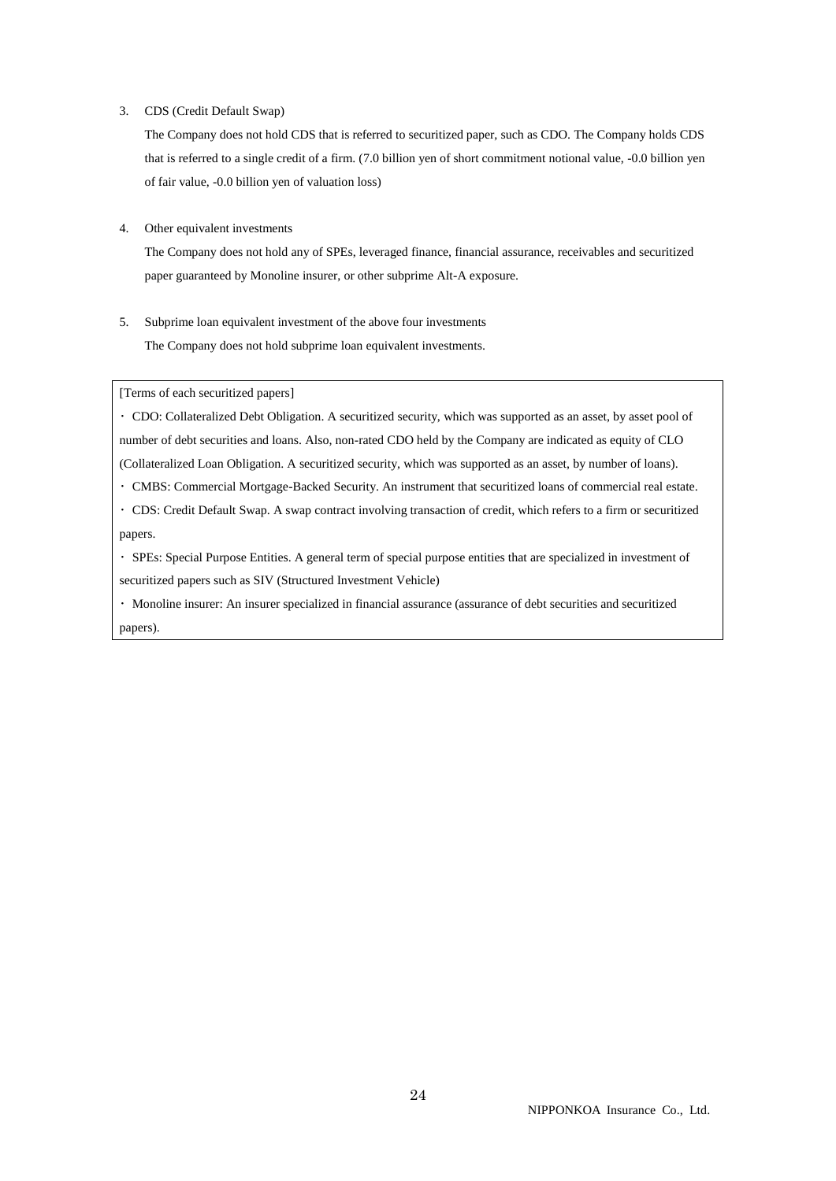3. CDS (Credit Default Swap)

   The Company does not hold CDS that is referred to securitized paper, such as CDO. The Company holds CDS that is referred to a single credit of a firm. (7.0 billion yen of short commitment notional value, -0.0 billion yen of fair value, -0.0 billion yen of valuation loss)

4. Other equivalent investments

   The Company does not hold any of SPEs, leveraged finance, financial assurance, receivables and securitized paper guaranteed by Monoline insurer, or other subprime Alt-A exposure.

5. Subprime loan equivalent investment of the above four investments

   The Company does not hold subprime loan equivalent investments.

[Terms of each securitized papers]

・ CDO: Collateralized Debt Obligation. A securitized security, which was supported as an asset, by asset pool of number of debt securities and loans. Also, non-rated CDO held by the Company are indicated as equity of CLO (Collateralized Loan Obligation. A securitized security, which was supported as an asset, by number of loans).

・ CMBS: Commercial Mortgage-Backed Security. An instrument that securitized loans of commercial real estate.

・ CDS: Credit Default Swap. A swap contract involving transaction of credit, which refers to a firm or securitized papers.

・ SPEs: Special Purpose Entities. A general term of special purpose entities that are specialized in investment of securitized papers such as SIV (Structured Investment Vehicle)

・ Monoline insurer: An insurer specialized in financial assurance (assurance of debt securities and securitized papers).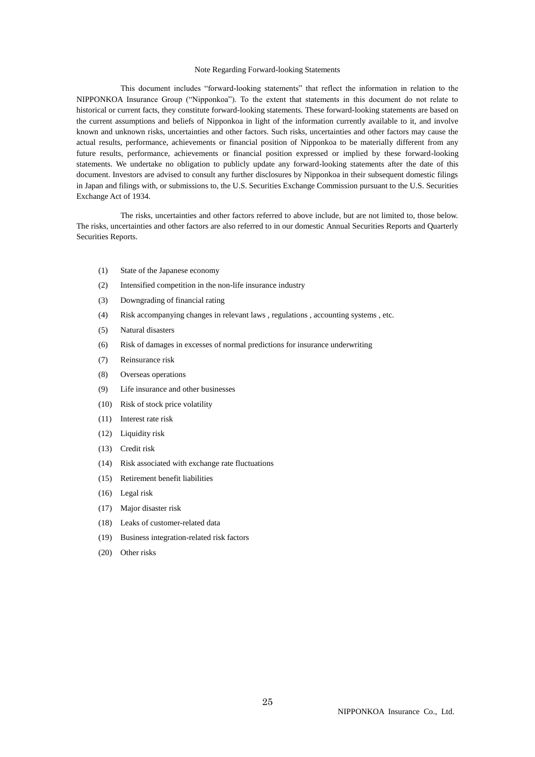## Note Regarding Forward-looking Statements

This document includes “forward-looking statements” that reflect the information in relation to the NIPPONKOA Insurance Group (“Nipponkoa”). To the extent that statements in this document do not relate to historical or current facts, they constitute forward-looking statements. These forward-looking statements are based on the current assumptions and beliefs of Nipponkoa in light of the information currently available to it, and involve known and unknown risks, uncertainties and other factors. Such risks, uncertainties and other factors may cause the actual results, performance, achievements or financial position of Nipponkoa to be materially different from any future results, performance, achievements or financial position expressed or implied by these forward-looking statements. We undertake no obligation to publicly update any forward-looking statements after the date of this document. Investors are advised to consult any further disclosures by Nipponkoa in their subsequent domestic filings in Japan and filings with, or submissions to, the U.S. Securities Exchange Commission pursuant to the U.S. Securities Exchange Act of 1934.

The risks, uncertainties and other factors referred to above include, but are not limited to, those below. The risks, uncertainties and other factors are also referred to in our domestic Annual Securities Reports and Quarterly Securities Reports.

(1) State of the Japanese economy

(2) Intensified competition in the non-life insurance industry

(3) Downgrading of financial rating

(4) Risk accompanying changes in relevant laws , regulations , accounting systems , etc.

(5) Natural disasters

(6) Risk of damages in excesses of normal predictions for insurance underwriting

(7) Reinsurance risk

(8) Overseas operations

(9) Life insurance and other businesses

(10) Risk of stock price volatility

(11) Interest rate risk

(12) Liquidity risk

(13) Credit risk

(14) Risk associated with exchange rate fluctuations

(15) Retirement benefit liabilities

(16) Legal risk

(17) Major disaster risk

(18) Leaks of customer-related data

(19) Business integration-related risk factors

(20) Other risks